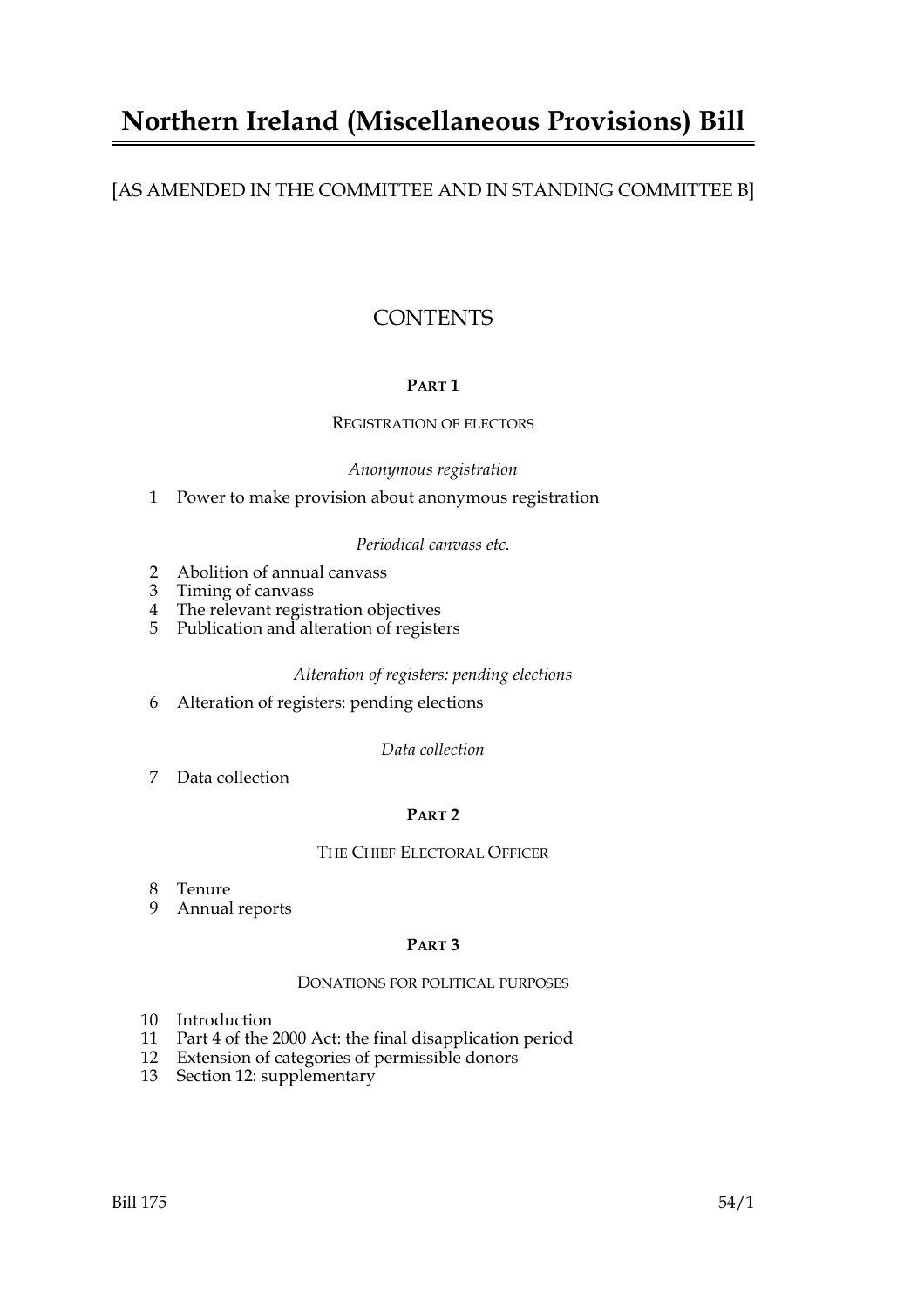# Northern Ireland (Miscellaneous Provisions) Bill

[AS AMENDED IN THE COMMITTEE AND IN STANDING COMMITTEE B]

## CONTENTS

### PART 1

#### REGISTRATION OF ELECTORS

*Anonymous registration*

1 Power to make provision about anonymous registration

*Periodical canvass etc.*

2 Abolition of annual canvass
3 Timing of canvass
4 The relevant registration objectives
5 Publication and alteration of registers

*Alteration of registers: pending elections*

6 Alteration of registers: pending elections

*Data collection*

7 Data collection

### PART 2

#### THE CHIEF ELECTORAL OFFICER

8 Tenure
9 Annual reports

### PART 3

#### DONATIONS FOR POLITICAL PURPOSES

10 Introduction
11 Part 4 of the 2000 Act: the final disapplication period
12 Extension of categories of permissible donors
13 Section 12: supplementary

Bill 175 54/1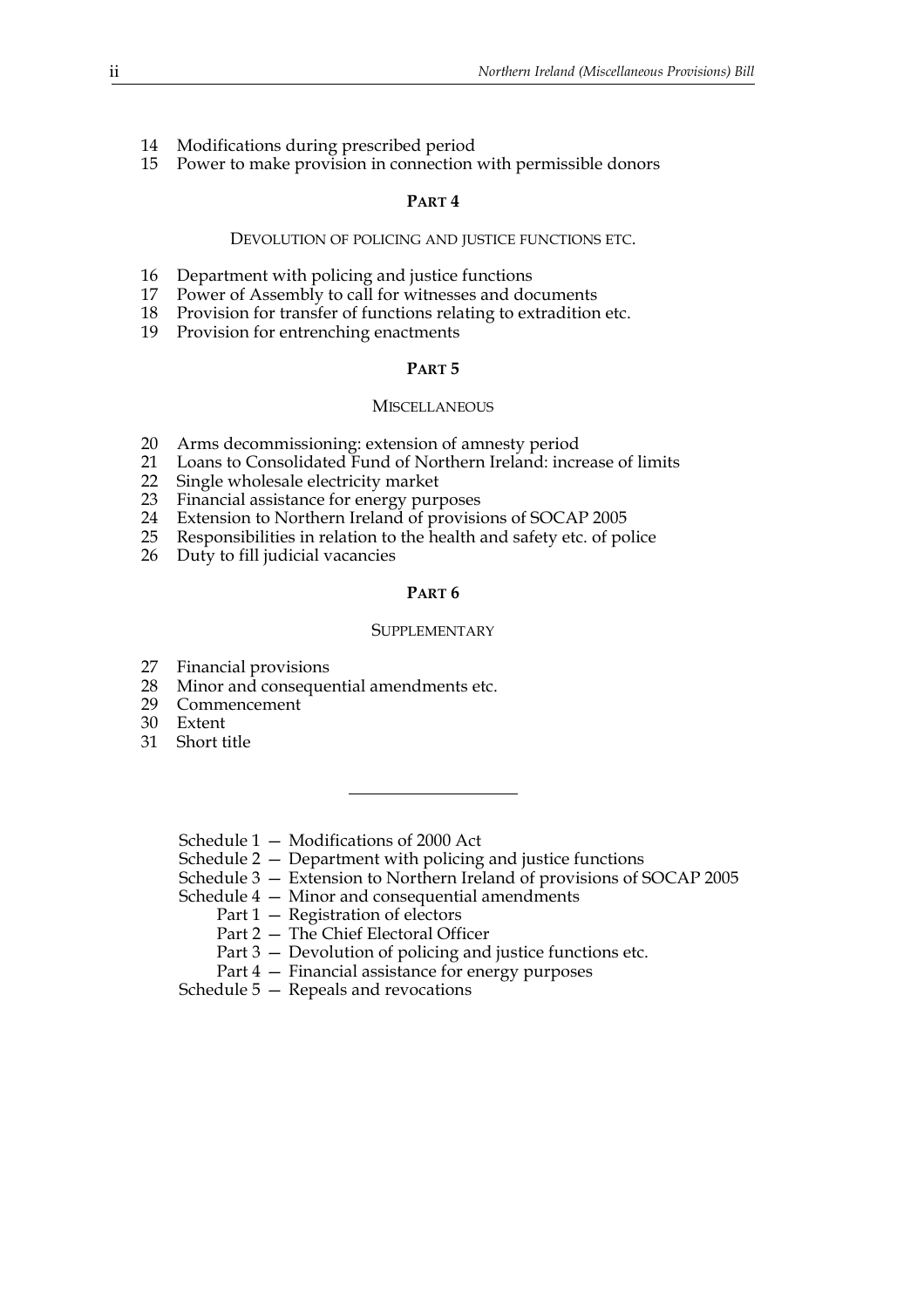14 Modifications during prescribed period
15 Power to make provision in connection with permissible donors

## PART 4

### DEVOLUTION OF POLICING AND JUSTICE FUNCTIONS ETC.

16 Department with policing and justice functions
17 Power of Assembly to call for witnesses and documents
18 Provision for transfer of functions relating to extradition etc.
19 Provision for entrenching enactments

## PART 5

### MISCELLANEOUS

20 Arms decommissioning: extension of amnesty period
21 Loans to Consolidated Fund of Northern Ireland: increase of limits
22 Single wholesale electricity market
23 Financial assistance for energy purposes
24 Extension to Northern Ireland of provisions of SOCAP 2005
25 Responsibilities in relation to the health and safety etc. of police
26 Duty to fill judicial vacancies

## PART 6

### SUPPLEMENTARY

27 Financial provisions
28 Minor and consequential amendments etc.
29 Commencement
30 Extent
31 Short title

---

Schedule 1 — Modifications of 2000 Act
Schedule 2 — Department with policing and justice functions
Schedule 3 — Extension to Northern Ireland of provisions of SOCAP 2005
Schedule 4 — Minor and consequential amendments
  Part 1 — Registration of electors
  Part 2 — The Chief Electoral Officer
  Part 3 — Devolution of policing and justice functions etc.
  Part 4 — Financial assistance for energy purposes
Schedule 5 — Repeals and revocations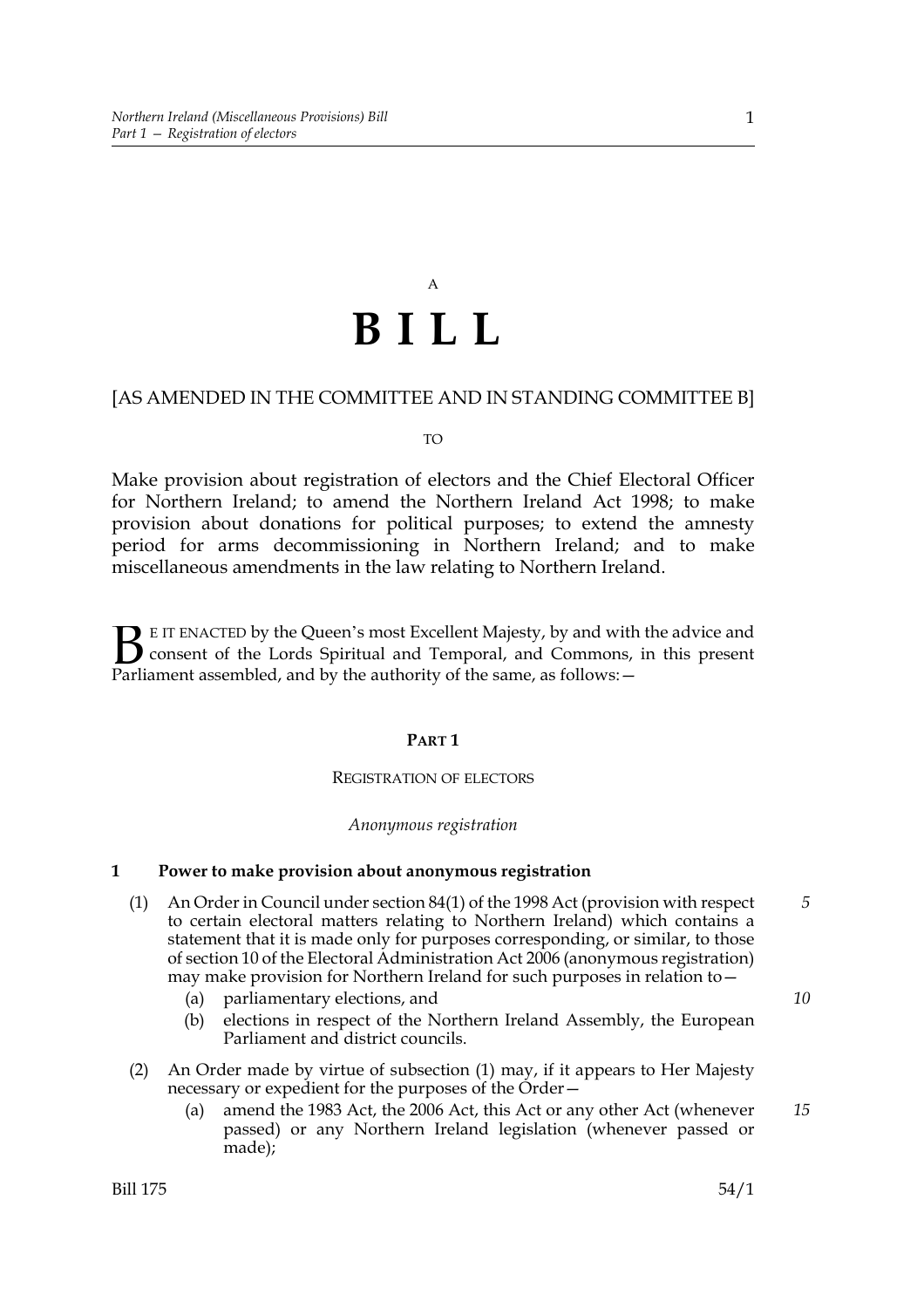A

# B I L L

[AS AMENDED IN THE COMMITTEE AND IN STANDING COMMITTEE B]

TO

Make provision about registration of electors and the Chief Electoral Officer for Northern Ireland; to amend the Northern Ireland Act 1998; to make provision about donations for political purposes; to extend the amnesty period for arms decommissioning in Northern Ireland; and to make miscellaneous amendments in the law relating to Northern Ireland.

BE IT ENACTED by the Queen's most Excellent Majesty, by and with the advice and consent of the Lords Spiritual and Temporal, and Commons, in this present Parliament assembled, and by the authority of the same, as follows:—

## PART 1

### REGISTRATION OF ELECTORS

*Anonymous registration*

**1 Power to make provision about anonymous registration**

(1) An Order in Council under section 84(1) of the 1998 Act (provision with respect to certain electoral matters relating to Northern Ireland) which contains a statement that it is made only for purposes corresponding, or similar, to those of section 10 of the Electoral Administration Act 2006 (anonymous registration) may make provision for Northern Ireland for such purposes in relation to—

(a) parliamentary elections, and

(b) elections in respect of the Northern Ireland Assembly, the European Parliament and district councils.

(2) An Order made by virtue of subsection (1) may, if it appears to Her Majesty necessary or expedient for the purposes of the Order—

(a) amend the 1983 Act, the 2006 Act, this Act or any other Act (whenever passed) or any Northern Ireland legislation (whenever passed or made);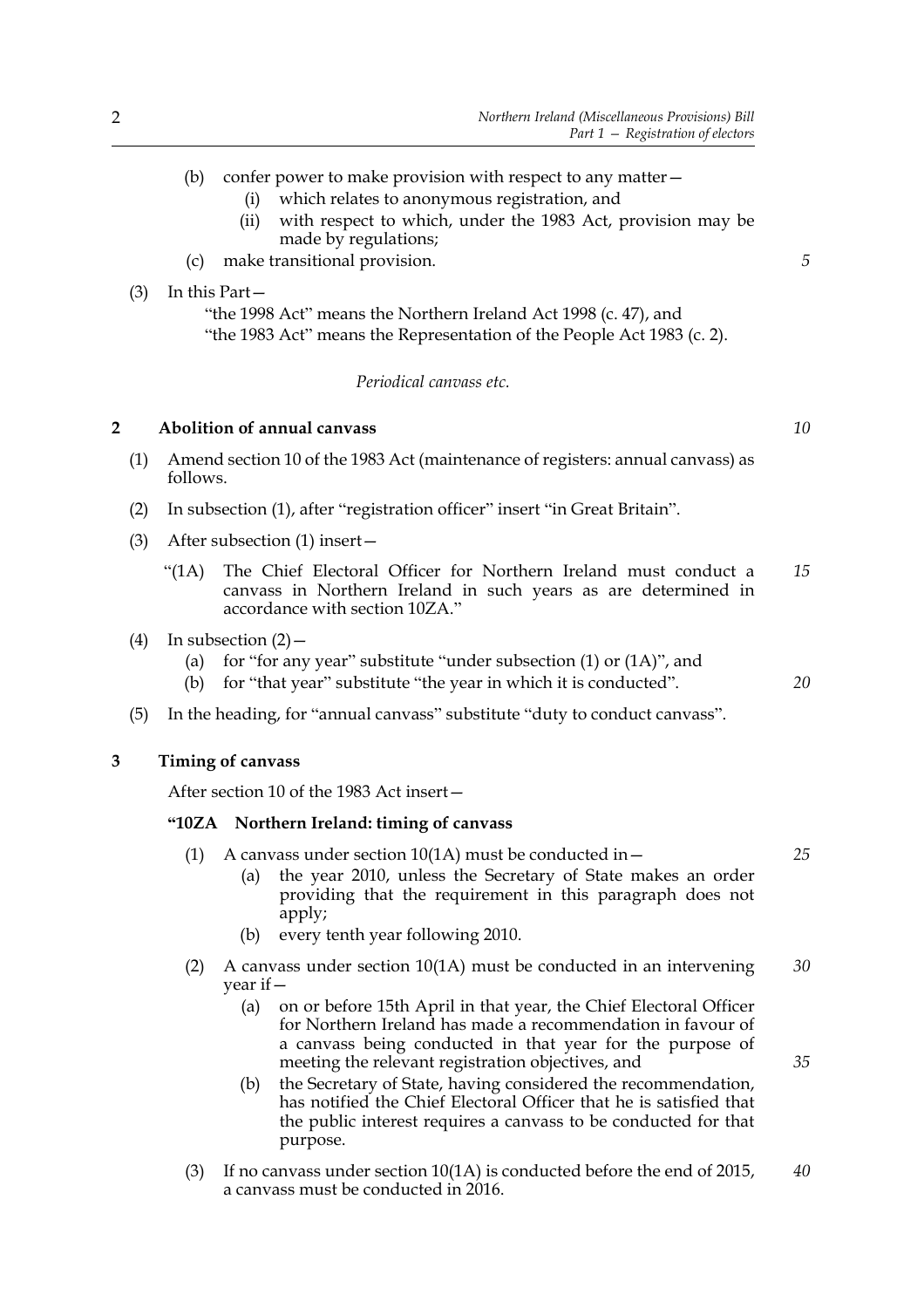(b) confer power to make provision with respect to any matter—
  (i) which relates to anonymous registration, and
  (ii) with respect to which, under the 1983 Act, provision may be made by regulations;

(c) make transitional provision.

(3) In this Part—

"the 1998 Act" means the Northern Ireland Act 1998 (c. 47), and

"the 1983 Act" means the Representation of the People Act 1983 (c. 2).

*Periodical canvass etc.*

## 2 Abolition of annual canvass

(1) Amend section 10 of the 1983 Act (maintenance of registers: annual canvass) as follows.

(2) In subsection (1), after "registration officer" insert "in Great Britain".

(3) After subsection (1) insert—

"(1A) The Chief Electoral Officer for Northern Ireland must conduct a canvass in Northern Ireland in such years as are determined in accordance with section 10ZA."

(4) In subsection (2)—
  (a) for "for any year" substitute "under subsection (1) or (1A)", and
  (b) for "that year" substitute "the year in which it is conducted".

(5) In the heading, for "annual canvass" substitute "duty to conduct canvass".

## 3 Timing of canvass

After section 10 of the 1983 Act insert—

**"10ZA Northern Ireland: timing of canvass**

(1) A canvass under section 10(1A) must be conducted in—
  (a) the year 2010, unless the Secretary of State makes an order providing that the requirement in this paragraph does not apply;
  (b) every tenth year following 2010.

(2) A canvass under section 10(1A) must be conducted in an intervening year if—
  (a) on or before 15th April in that year, the Chief Electoral Officer for Northern Ireland has made a recommendation in favour of a canvass being conducted in that year for the purpose of meeting the relevant registration objectives, and
  (b) the Secretary of State, having considered the recommendation, has notified the Chief Electoral Officer that he is satisfied that the public interest requires a canvass to be conducted for that purpose.

(3) If no canvass under section 10(1A) is conducted before the end of 2015, a canvass must be conducted in 2016.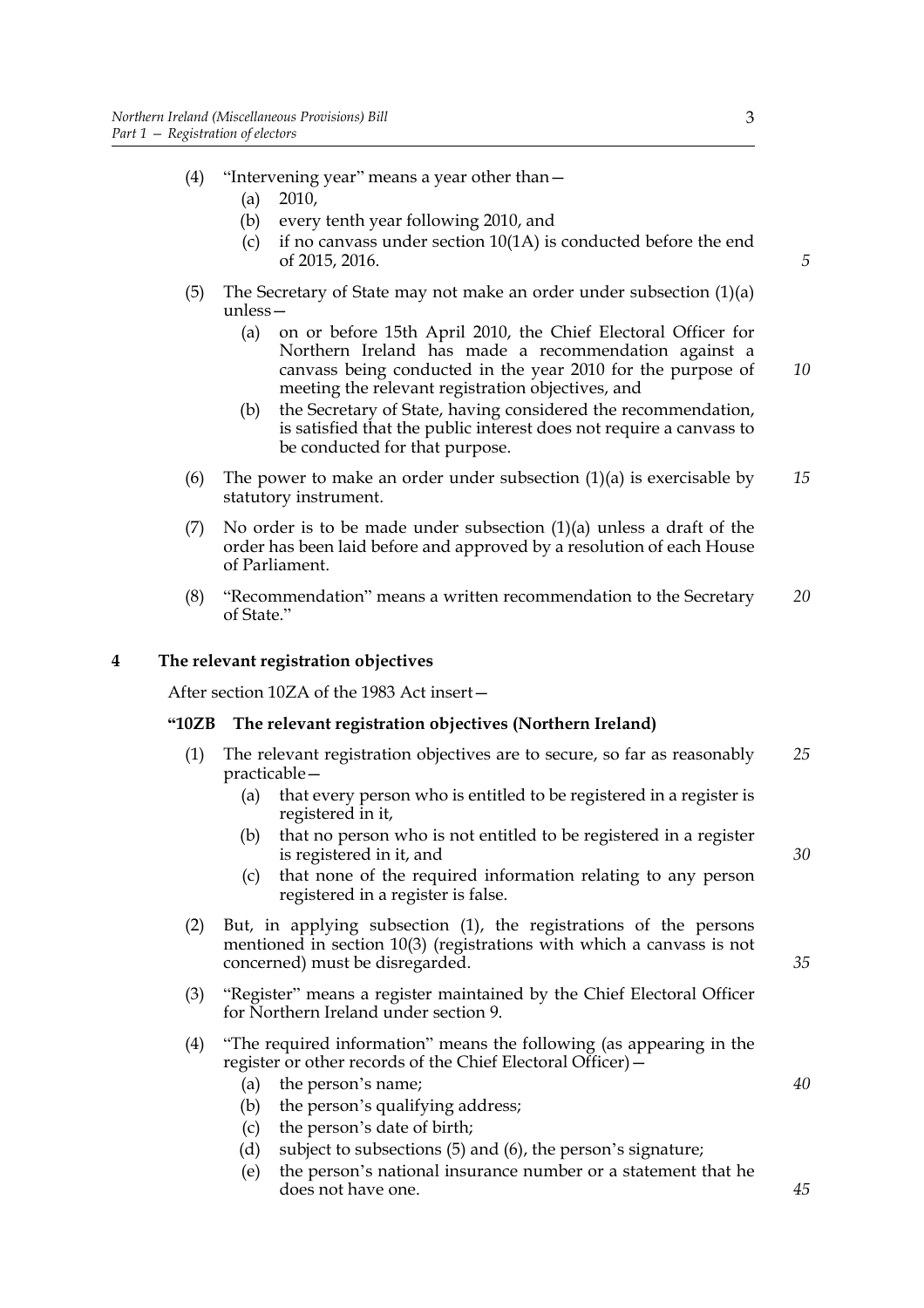(4) "Intervening year" means a year other than—

(a) 2010,

(b) every tenth year following 2010, and

(c) if no canvass under section 10(1A) is conducted before the end of 2015, 2016.

(5) The Secretary of State may not make an order under subsection (1)(a) unless—

(a) on or before 15th April 2010, the Chief Electoral Officer for Northern Ireland has made a recommendation against a canvass being conducted in the year 2010 for the purpose of meeting the relevant registration objectives, and

(b) the Secretary of State, having considered the recommendation, is satisfied that the public interest does not require a canvass to be conducted for that purpose.

(6) The power to make an order under subsection (1)(a) is exercisable by statutory instrument.

(7) No order is to be made under subsection (1)(a) unless a draft of the order has been laid before and approved by a resolution of each House of Parliament.

(8) "Recommendation" means a written recommendation to the Secretary of State."

## 4 The relevant registration objectives

After section 10ZA of the 1983 Act insert—

### "10ZB The relevant registration objectives (Northern Ireland)

(1) The relevant registration objectives are to secure, so far as reasonably practicable—

(a) that every person who is entitled to be registered in a register is registered in it,

(b) that no person who is not entitled to be registered in a register is registered in it, and

(c) that none of the required information relating to any person registered in a register is false.

(2) But, in applying subsection (1), the registrations of the persons mentioned in section 10(3) (registrations with which a canvass is not concerned) must be disregarded.

(3) "Register" means a register maintained by the Chief Electoral Officer for Northern Ireland under section 9.

(4) "The required information" means the following (as appearing in the register or other records of the Chief Electoral Officer)—

(a) the person's name;

(b) the person's qualifying address;

(c) the person's date of birth;

(d) subject to subsections (5) and (6), the person's signature;

(e) the person's national insurance number or a statement that he does not have one.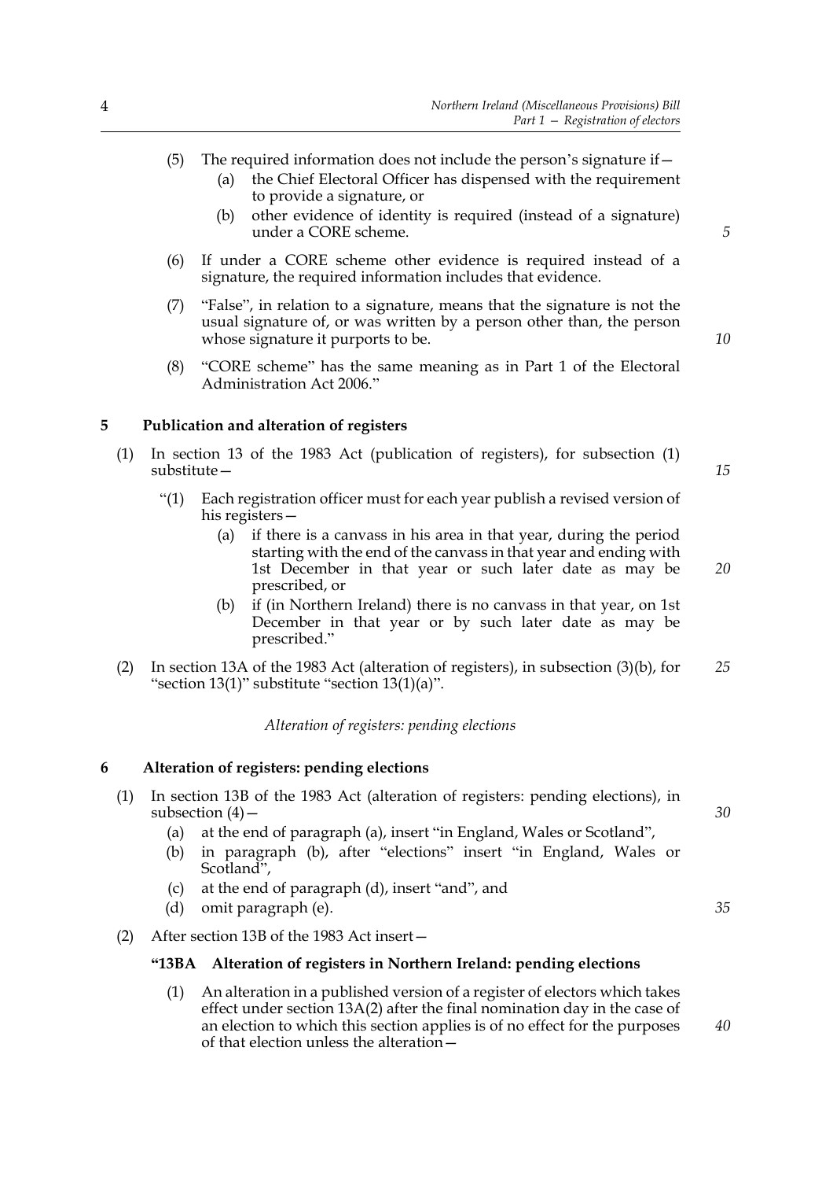(5) The required information does not include the person's signature if—

   (a) the Chief Electoral Officer has dispensed with the requirement to provide a signature, or

   (b) other evidence of identity is required (instead of a signature) under a CORE scheme.

(6) If under a CORE scheme other evidence is required instead of a signature, the required information includes that evidence.

(7) "False", in relation to a signature, means that the signature is not the usual signature of, or was written by a person other than, the person whose signature it purports to be.

(8) "CORE scheme" has the same meaning as in Part 1 of the Electoral Administration Act 2006."

**5 Publication and alteration of registers**

(1) In section 13 of the 1983 Act (publication of registers), for subsection (1) substitute—

"(1) Each registration officer must for each year publish a revised version of his registers—

   (a) if there is a canvass in his area in that year, during the period starting with the end of the canvass in that year and ending with 1st December in that year or such later date as may be prescribed, or

   (b) if (in Northern Ireland) there is no canvass in that year, on 1st December in that year or by such later date as may be prescribed."

(2) In section 13A of the 1983 Act (alteration of registers), in subsection (3)(b), for "section 13(1)" substitute "section 13(1)(a)".

*Alteration of registers: pending elections*

**6 Alteration of registers: pending elections**

(1) In section 13B of the 1983 Act (alteration of registers: pending elections), in subsection (4)—

   (a) at the end of paragraph (a), insert "in England, Wales or Scotland",

   (b) in paragraph (b), after "elections" insert "in England, Wales or Scotland",

   (c) at the end of paragraph (d), insert "and", and

   (d) omit paragraph (e).

(2) After section 13B of the 1983 Act insert—

**"13BA Alteration of registers in Northern Ireland: pending elections**

(1) An alteration in a published version of a register of electors which takes effect under section 13A(2) after the final nomination day in the case of an election to which this section applies is of no effect for the purposes of that election unless the alteration—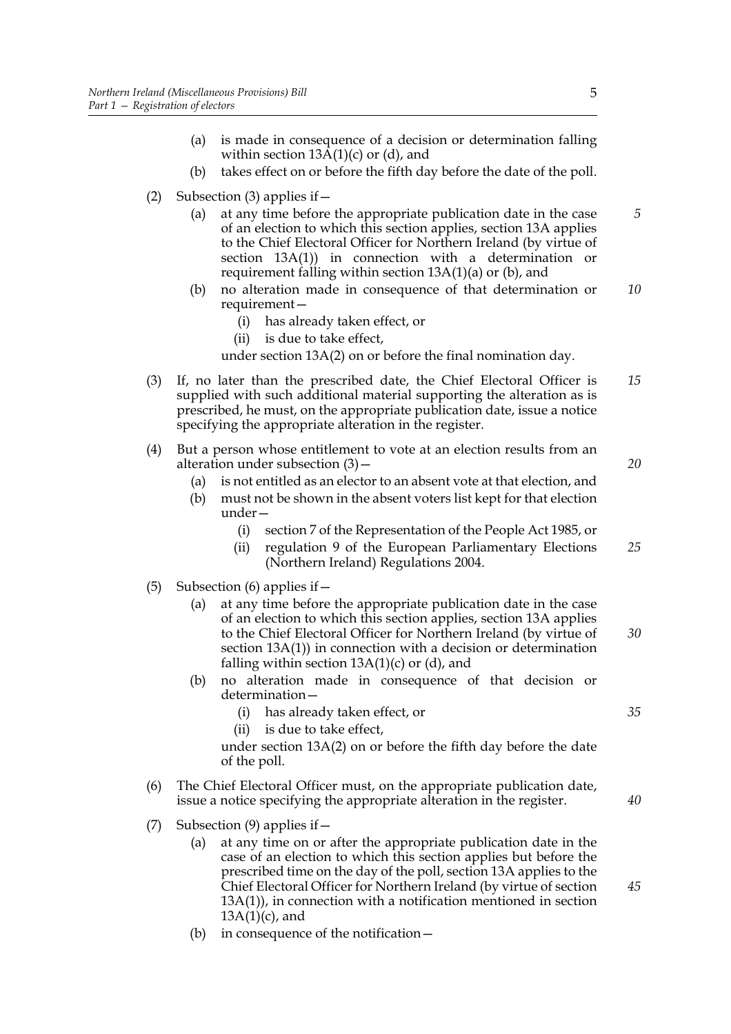(a) is made in consequence of a decision or determination falling within section 13A(1)(c) or (d), and

(b) takes effect on or before the fifth day before the date of the poll.

(2) Subsection (3) applies if—

(a) at any time before the appropriate publication date in the case of an election to which this section applies, section 13A applies to the Chief Electoral Officer for Northern Ireland (by virtue of section 13A(1)) in connection with a determination or requirement falling within section 13A(1)(a) or (b), and

(b) no alteration made in consequence of that determination or requirement—

(i) has already taken effect, or

(ii) is due to take effect,

under section 13A(2) on or before the final nomination day.

(3) If, no later than the prescribed date, the Chief Electoral Officer is supplied with such additional material supporting the alteration as is prescribed, he must, on the appropriate publication date, issue a notice specifying the appropriate alteration in the register.

(4) But a person whose entitlement to vote at an election results from an alteration under subsection (3)—

(a) is not entitled as an elector to an absent vote at that election, and

(b) must not be shown in the absent voters list kept for that election under—

(i) section 7 of the Representation of the People Act 1985, or

(ii) regulation 9 of the European Parliamentary Elections (Northern Ireland) Regulations 2004.

(5) Subsection (6) applies if—

(a) at any time before the appropriate publication date in the case of an election to which this section applies, section 13A applies to the Chief Electoral Officer for Northern Ireland (by virtue of section 13A(1)) in connection with a decision or determination falling within section 13A(1)(c) or (d), and

(b) no alteration made in consequence of that decision or determination—

(i) has already taken effect, or

(ii) is due to take effect,

under section 13A(2) on or before the fifth day before the date of the poll.

(6) The Chief Electoral Officer must, on the appropriate publication date, issue a notice specifying the appropriate alteration in the register.

(7) Subsection (9) applies if—

(a) at any time on or after the appropriate publication date in the case of an election to which this section applies but before the prescribed time on the day of the poll, section 13A applies to the Chief Electoral Officer for Northern Ireland (by virtue of section 13A(1)), in connection with a notification mentioned in section 13A(1)(c), and

(b) in consequence of the notification—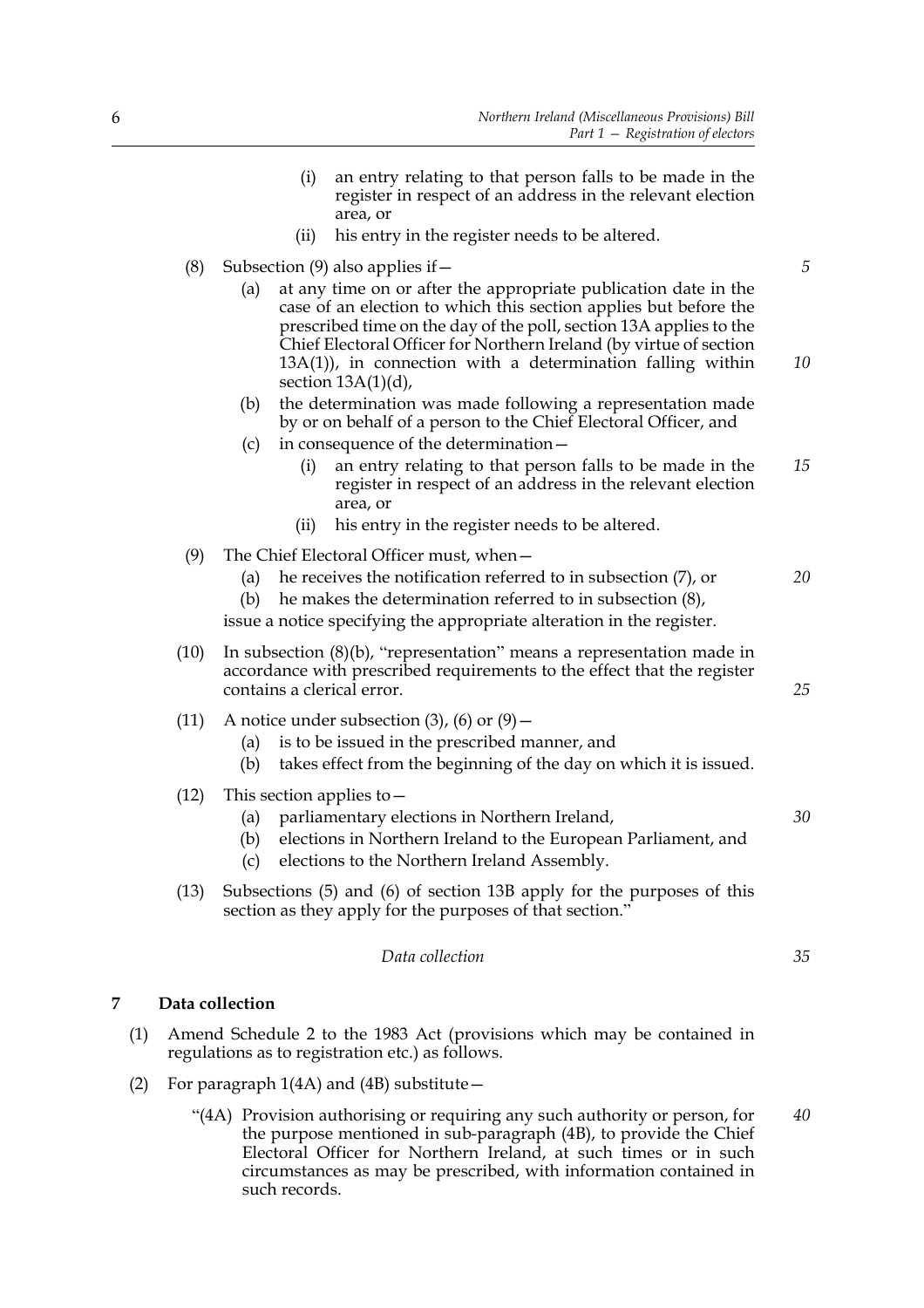(i) an entry relating to that person falls to be made in the register in respect of an address in the relevant election area, or

(ii) his entry in the register needs to be altered.

(8) Subsection (9) also applies if—

(a) at any time on or after the appropriate publication date in the case of an election to which this section applies but before the prescribed time on the day of the poll, section 13A applies to the Chief Electoral Officer for Northern Ireland (by virtue of section 13A(1)), in connection with a determination falling within section 13A(1)(d),

(b) the determination was made following a representation made by or on behalf of a person to the Chief Electoral Officer, and

(c) in consequence of the determination—

(i) an entry relating to that person falls to be made in the register in respect of an address in the relevant election area, or

(ii) his entry in the register needs to be altered.

(9) The Chief Electoral Officer must, when—

(a) he receives the notification referred to in subsection (7), or

(b) he makes the determination referred to in subsection (8),

issue a notice specifying the appropriate alteration in the register.

(10) In subsection (8)(b), "representation" means a representation made in accordance with prescribed requirements to the effect that the register contains a clerical error.

(11) A notice under subsection (3), (6) or (9)—

(a) is to be issued in the prescribed manner, and

(b) takes effect from the beginning of the day on which it is issued.

(12) This section applies to—

(a) parliamentary elections in Northern Ireland,

(b) elections in Northern Ireland to the European Parliament, and

(c) elections to the Northern Ireland Assembly.

(13) Subsections (5) and (6) of section 13B apply for the purposes of this section as they apply for the purposes of that section."

*Data collection*

## 7 Data collection

(1) Amend Schedule 2 to the 1983 Act (provisions which may be contained in regulations as to registration etc.) as follows.

(2) For paragraph 1(4A) and (4B) substitute—

"(4A) Provision authorising or requiring any such authority or person, for the purpose mentioned in sub-paragraph (4B), to provide the Chief Electoral Officer for Northern Ireland, at such times or in such circumstances as may be prescribed, with information contained in such records.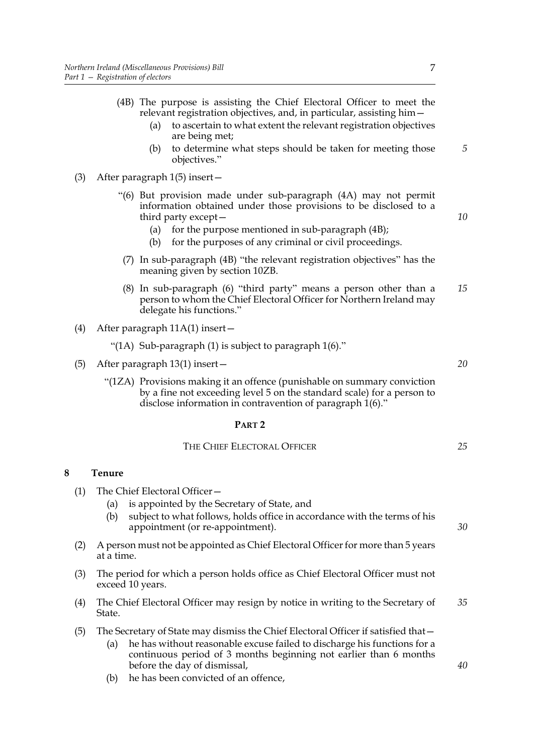(4B) The purpose is assisting the Chief Electoral Officer to meet the relevant registration objectives, and, in particular, assisting him—

(a) to ascertain to what extent the relevant registration objectives are being met;

(b) to determine what steps should be taken for meeting those objectives."

(3) After paragraph 1(5) insert—

"(6) But provision made under sub-paragraph (4A) may not permit information obtained under those provisions to be disclosed to a third party except—

(a) for the purpose mentioned in sub-paragraph (4B);

(b) for the purposes of any criminal or civil proceedings.

(7) In sub-paragraph (4B) "the relevant registration objectives" has the meaning given by section 10ZB.

(8) In sub-paragraph (6) "third party" means a person other than a person to whom the Chief Electoral Officer for Northern Ireland may delegate his functions."

(4) After paragraph 11A(1) insert—

"(1A) Sub-paragraph (1) is subject to paragraph 1(6)."

(5) After paragraph 13(1) insert—

"(1ZA) Provisions making it an offence (punishable on summary conviction by a fine not exceeding level 5 on the standard scale) for a person to disclose information in contravention of paragraph 1(6)."

## PART 2

### THE CHIEF ELECTORAL OFFICER

**8 Tenure**

(1) The Chief Electoral Officer—

(a) is appointed by the Secretary of State, and

(b) subject to what follows, holds office in accordance with the terms of his appointment (or re-appointment).

(2) A person must not be appointed as Chief Electoral Officer for more than 5 years at a time.

(3) The period for which a person holds office as Chief Electoral Officer must not exceed 10 years.

(4) The Chief Electoral Officer may resign by notice in writing to the Secretary of State.

(5) The Secretary of State may dismiss the Chief Electoral Officer if satisfied that—

(a) he has without reasonable excuse failed to discharge his functions for a continuous period of 3 months beginning not earlier than 6 months before the day of dismissal,

(b) he has been convicted of an offence,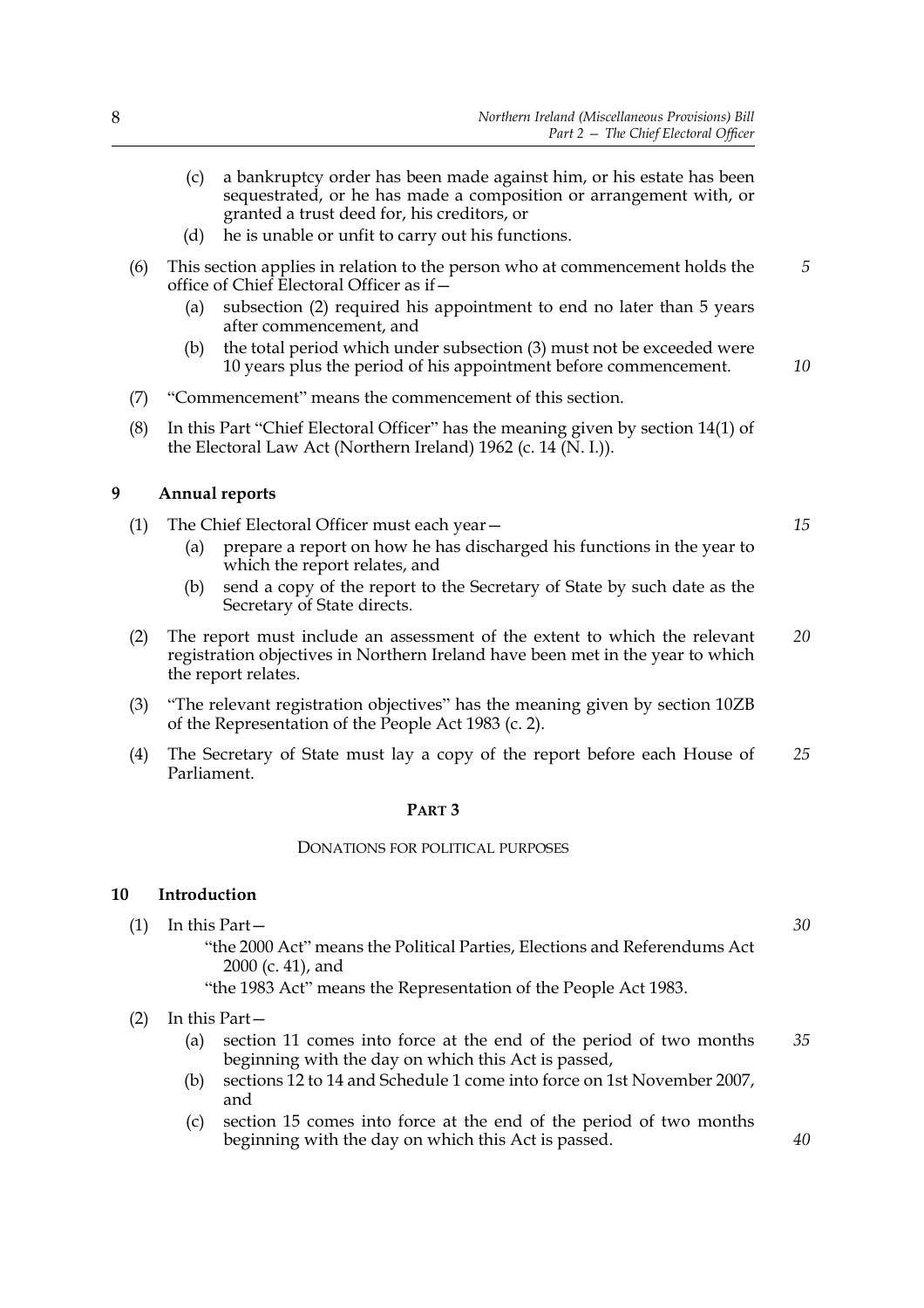(c) a bankruptcy order has been made against him, or his estate has been sequestrated, or he has made a composition or arrangement with, or granted a trust deed for, his creditors, or

(d) he is unable or unfit to carry out his functions.

(6) This section applies in relation to the person who at commencement holds the office of Chief Electoral Officer as if—

(a) subsection (2) required his appointment to end no later than 5 years after commencement, and

(b) the total period which under subsection (3) must not be exceeded were 10 years plus the period of his appointment before commencement.

(7) "Commencement" means the commencement of this section.

(8) In this Part "Chief Electoral Officer" has the meaning given by section 14(1) of the Electoral Law Act (Northern Ireland) 1962 (c. 14 (N. I.)).

## 9 Annual reports

(1) The Chief Electoral Officer must each year—

(a) prepare a report on how he has discharged his functions in the year to which the report relates, and

(b) send a copy of the report to the Secretary of State by such date as the Secretary of State directs.

(2) The report must include an assessment of the extent to which the relevant registration objectives in Northern Ireland have been met in the year to which the report relates.

(3) "The relevant registration objectives" has the meaning given by section 10ZB of the Representation of the People Act 1983 (c. 2).

(4) The Secretary of State must lay a copy of the report before each House of Parliament.

# PART 3

## DONATIONS FOR POLITICAL PURPOSES

## 10 Introduction

(1) In this Part—

"the 2000 Act" means the Political Parties, Elections and Referendums Act 2000 (c. 41), and

"the 1983 Act" means the Representation of the People Act 1983.

(2) In this Part—

(a) section 11 comes into force at the end of the period of two months beginning with the day on which this Act is passed,

(b) sections 12 to 14 and Schedule 1 come into force on 1st November 2007, and

(c) section 15 comes into force at the end of the period of two months beginning with the day on which this Act is passed.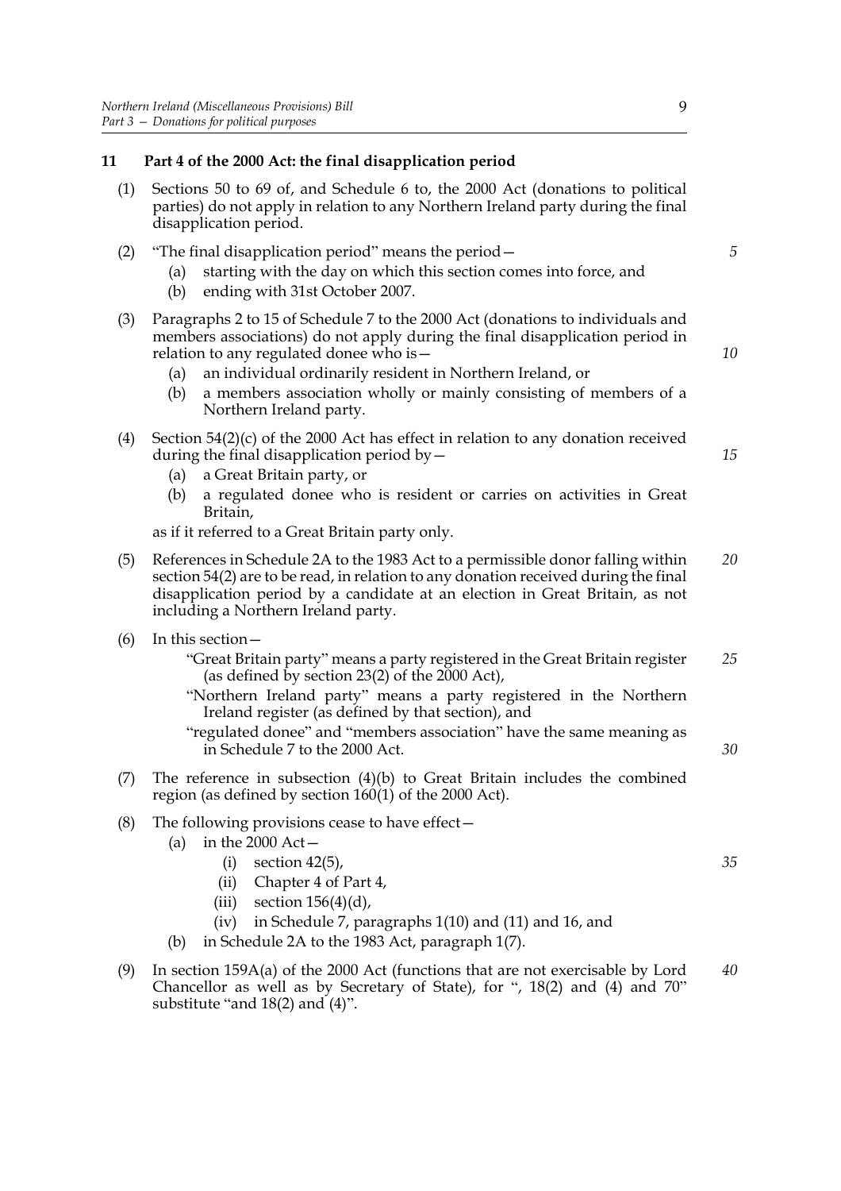## 11 Part 4 of the 2000 Act: the final disapplication period

(1) Sections 50 to 69 of, and Schedule 6 to, the 2000 Act (donations to political parties) do not apply in relation to any Northern Ireland party during the final disapplication period.

(2) "The final disapplication period" means the period—

- (a) starting with the day on which this section comes into force, and
- (b) ending with 31st October 2007.

(3) Paragraphs 2 to 15 of Schedule 7 to the 2000 Act (donations to individuals and members associations) do not apply during the final disapplication period in relation to any regulated donee who is—

- (a) an individual ordinarily resident in Northern Ireland, or
- (b) a members association wholly or mainly consisting of members of a Northern Ireland party.

(4) Section 54(2)(c) of the 2000 Act has effect in relation to any donation received during the final disapplication period by—

- (a) a Great Britain party, or
- (b) a regulated donee who is resident or carries on activities in Great Britain,

as if it referred to a Great Britain party only.

(5) References in Schedule 2A to the 1983 Act to a permissible donor falling within section 54(2) are to be read, in relation to any donation received during the final disapplication period by a candidate at an election in Great Britain, as not including a Northern Ireland party.

(6) In this section—

"Great Britain party" means a party registered in the Great Britain register (as defined by section 23(2) of the 2000 Act),

"Northern Ireland party" means a party registered in the Northern Ireland register (as defined by that section), and

"regulated donee" and "members association" have the same meaning as in Schedule 7 to the 2000 Act.

(7) The reference in subsection (4)(b) to Great Britain includes the combined region (as defined by section 160(1) of the 2000 Act).

(8) The following provisions cease to have effect—

- (a) in the 2000 Act—
  - (i) section 42(5),
  - (ii) Chapter 4 of Part 4,
  - (iii) section 156(4)(d),
  - (iv) in Schedule 7, paragraphs 1(10) and (11) and 16, and
- (b) in Schedule 2A to the 1983 Act, paragraph 1(7).

(9) In section 159A(a) of the 2000 Act (functions that are not exercisable by Lord Chancellor as well as by Secretary of State), for ", 18(2) and (4) and 70" substitute "and 18(2) and (4)".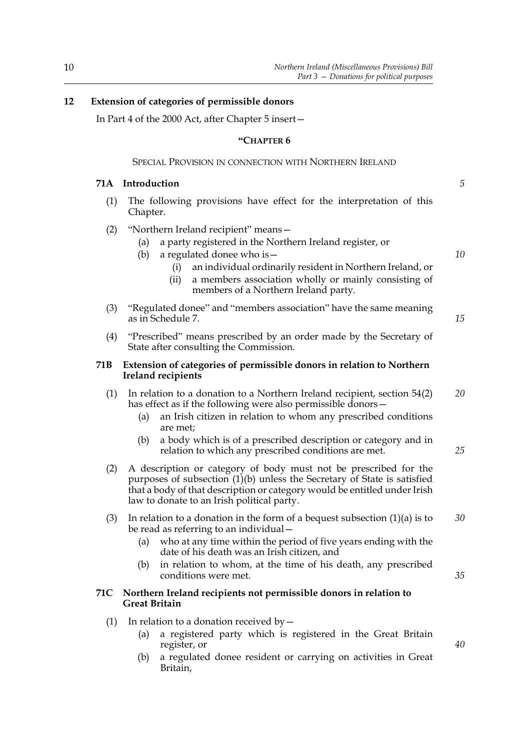## 12 Extension of categories of permissible donors

In Part 4 of the 2000 Act, after Chapter 5 insert—

### "CHAPTER 6

SPECIAL PROVISION IN CONNECTION WITH NORTHERN IRELAND

#### 71A Introduction

(1) The following provisions have effect for the interpretation of this Chapter.

(2) "Northern Ireland recipient" means—

- (a) a party registered in the Northern Ireland register, or
- (b) a regulated donee who is—
  - (i) an individual ordinarily resident in Northern Ireland, or
  - (ii) a members association wholly or mainly consisting of members of a Northern Ireland party.

(3) "Regulated donee" and "members association" have the same meaning as in Schedule 7.

(4) "Prescribed" means prescribed by an order made by the Secretary of State after consulting the Commission.

#### 71B Extension of categories of permissible donors in relation to Northern Ireland recipients

(1) In relation to a donation to a Northern Ireland recipient, section 54(2) has effect as if the following were also permissible donors—

- (a) an Irish citizen in relation to whom any prescribed conditions are met;
- (b) a body which is of a prescribed description or category and in relation to which any prescribed conditions are met.

(2) A description or category of body must not be prescribed for the purposes of subsection (1)(b) unless the Secretary of State is satisfied that a body of that description or category would be entitled under Irish law to donate to an Irish political party.

(3) In relation to a donation in the form of a bequest subsection (1)(a) is to be read as referring to an individual—

- (a) who at any time within the period of five years ending with the date of his death was an Irish citizen, and
- (b) in relation to whom, at the time of his death, any prescribed conditions were met.

#### 71C Northern Ireland recipients not permissible donors in relation to Great Britain

(1) In relation to a donation received by—

- (a) a registered party which is registered in the Great Britain register, or
- (b) a regulated donee resident or carrying on activities in Great Britain,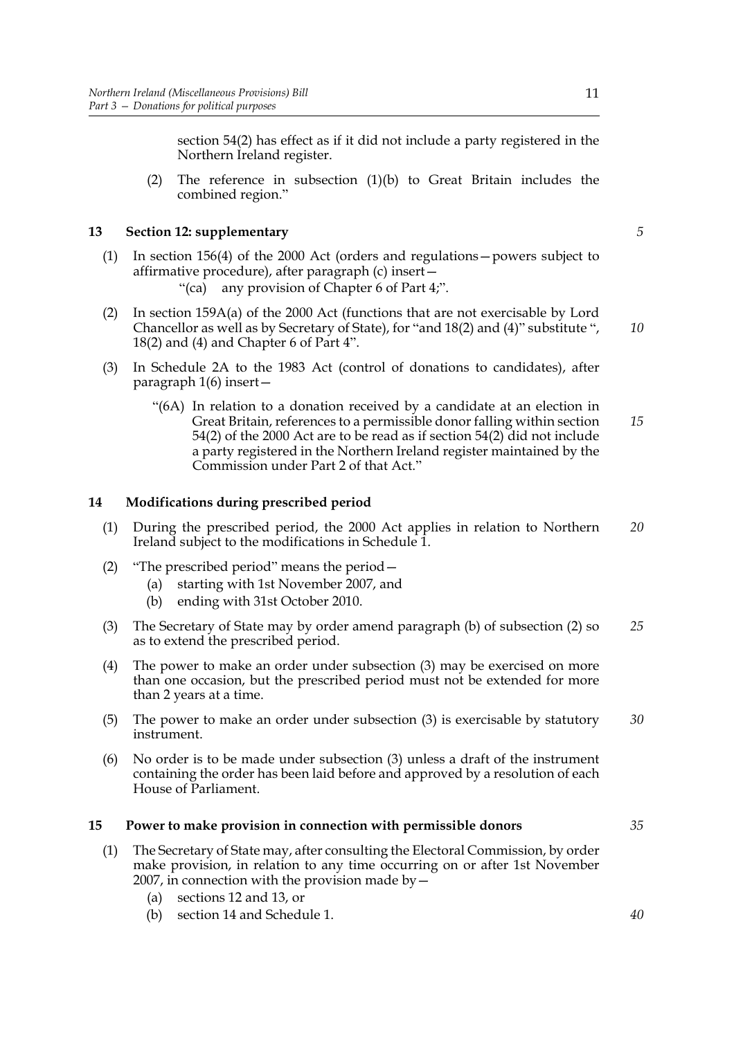section 54(2) has effect as if it did not include a party registered in the Northern Ireland register.

(2) The reference in subsection (1)(b) to Great Britain includes the combined region."

## 13 Section 12: supplementary

(1) In section 156(4) of the 2000 Act (orders and regulations—powers subject to affirmative procedure), after paragraph (c) insert—

"(ca) any provision of Chapter 6 of Part 4;".

(2) In section 159A(a) of the 2000 Act (functions that are not exercisable by Lord Chancellor as well as by Secretary of State), for "and 18(2) and (4)" substitute ", 18(2) and (4) and Chapter 6 of Part 4".

(3) In Schedule 2A to the 1983 Act (control of donations to candidates), after paragraph 1(6) insert—

"(6A) In relation to a donation received by a candidate at an election in Great Britain, references to a permissible donor falling within section 54(2) of the 2000 Act are to be read as if section 54(2) did not include a party registered in the Northern Ireland register maintained by the Commission under Part 2 of that Act."

## 14 Modifications during prescribed period

(1) During the prescribed period, the 2000 Act applies in relation to Northern Ireland subject to the modifications in Schedule 1.

(2) "The prescribed period" means the period—

(a) starting with 1st November 2007, and

(b) ending with 31st October 2010.

(3) The Secretary of State may by order amend paragraph (b) of subsection (2) so as to extend the prescribed period.

(4) The power to make an order under subsection (3) may be exercised on more than one occasion, but the prescribed period must not be extended for more than 2 years at a time.

(5) The power to make an order under subsection (3) is exercisable by statutory instrument.

(6) No order is to be made under subsection (3) unless a draft of the instrument containing the order has been laid before and approved by a resolution of each House of Parliament.

## 15 Power to make provision in connection with permissible donors

(1) The Secretary of State may, after consulting the Electoral Commission, by order make provision, in relation to any time occurring on or after 1st November 2007, in connection with the provision made by—

(a) sections 12 and 13, or

(b) section 14 and Schedule 1.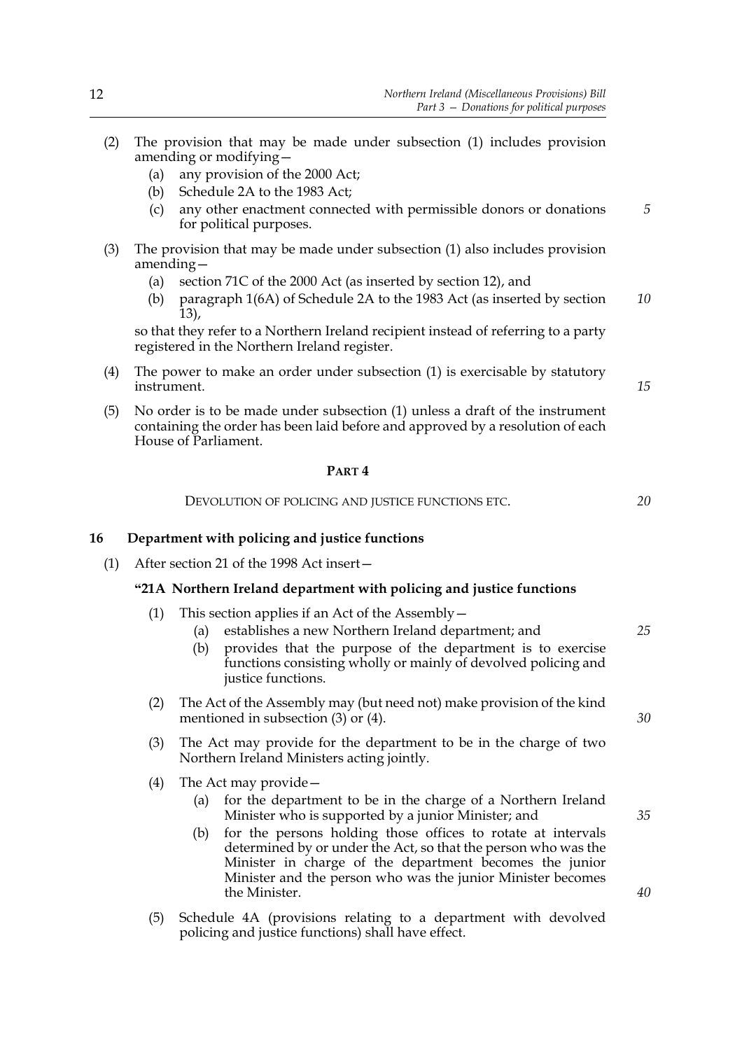(2) The provision that may be made under subsection (1) includes provision amending or modifying—

   (a) any provision of the 2000 Act;

   (b) Schedule 2A to the 1983 Act;

   (c) any other enactment connected with permissible donors or donations for political purposes.

(3) The provision that may be made under subsection (1) also includes provision amending—

   (a) section 71C of the 2000 Act (as inserted by section 12), and

   (b) paragraph 1(6A) of Schedule 2A to the 1983 Act (as inserted by section 13),

so that they refer to a Northern Ireland recipient instead of referring to a party registered in the Northern Ireland register.

(4) The power to make an order under subsection (1) is exercisable by statutory instrument.

(5) No order is to be made under subsection (1) unless a draft of the instrument containing the order has been laid before and approved by a resolution of each House of Parliament.

## PART 4

### DEVOLUTION OF POLICING AND JUSTICE FUNCTIONS ETC.

### 16 Department with policing and justice functions

(1) After section 21 of the 1998 Act insert—

**"21A Northern Ireland department with policing and justice functions**

(1) This section applies if an Act of the Assembly—

   (a) establishes a new Northern Ireland department; and

   (b) provides that the purpose of the department is to exercise functions consisting wholly or mainly of devolved policing and justice functions.

(2) The Act of the Assembly may (but need not) make provision of the kind mentioned in subsection (3) or (4).

(3) The Act may provide for the department to be in the charge of two Northern Ireland Ministers acting jointly.

(4) The Act may provide—

   (a) for the department to be in the charge of a Northern Ireland Minister who is supported by a junior Minister; and

   (b) for the persons holding those offices to rotate at intervals determined by or under the Act, so that the person who was the Minister in charge of the department becomes the junior Minister and the person who was the junior Minister becomes the Minister.

(5) Schedule 4A (provisions relating to a department with devolved policing and justice functions) shall have effect.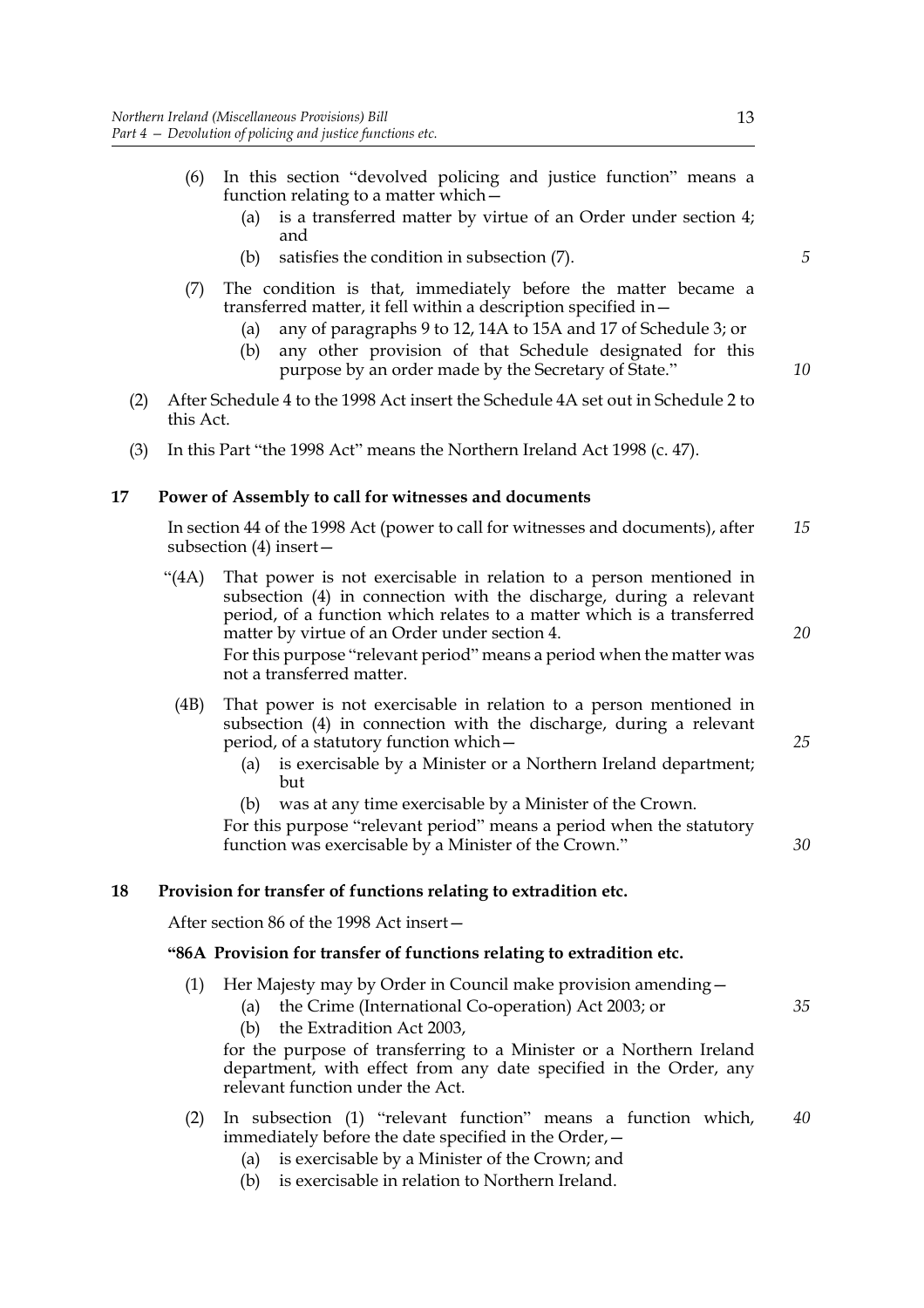(6) In this section "devolved policing and justice function" means a function relating to a matter which—

(a) is a transferred matter by virtue of an Order under section 4; and

(b) satisfies the condition in subsection (7).

(7) The condition is that, immediately before the matter became a transferred matter, it fell within a description specified in—

(a) any of paragraphs 9 to 12, 14A to 15A and 17 of Schedule 3; or

(b) any other provision of that Schedule designated for this purpose by an order made by the Secretary of State."

(2) After Schedule 4 to the 1998 Act insert the Schedule 4A set out in Schedule 2 to this Act.

(3) In this Part "the 1998 Act" means the Northern Ireland Act 1998 (c. 47).

**17 Power of Assembly to call for witnesses and documents**

In section 44 of the 1998 Act (power to call for witnesses and documents), after subsection (4) insert—

"(4A) That power is not exercisable in relation to a person mentioned in subsection (4) in connection with the discharge, during a relevant period, of a function which relates to a matter which is a transferred matter by virtue of an Order under section 4.

For this purpose "relevant period" means a period when the matter was not a transferred matter.

(4B) That power is not exercisable in relation to a person mentioned in subsection (4) in connection with the discharge, during a relevant period, of a statutory function which—

(a) is exercisable by a Minister or a Northern Ireland department; but

(b) was at any time exercisable by a Minister of the Crown.

For this purpose "relevant period" means a period when the statutory function was exercisable by a Minister of the Crown."

**18 Provision for transfer of functions relating to extradition etc.**

After section 86 of the 1998 Act insert—

**"86A Provision for transfer of functions relating to extradition etc.**

(1) Her Majesty may by Order in Council make provision amending—

(a) the Crime (International Co-operation) Act 2003; or

(b) the Extradition Act 2003,

for the purpose of transferring to a Minister or a Northern Ireland department, with effect from any date specified in the Order, any relevant function under the Act.

(2) In subsection (1) "relevant function" means a function which, immediately before the date specified in the Order,—

(a) is exercisable by a Minister of the Crown; and

(b) is exercisable in relation to Northern Ireland.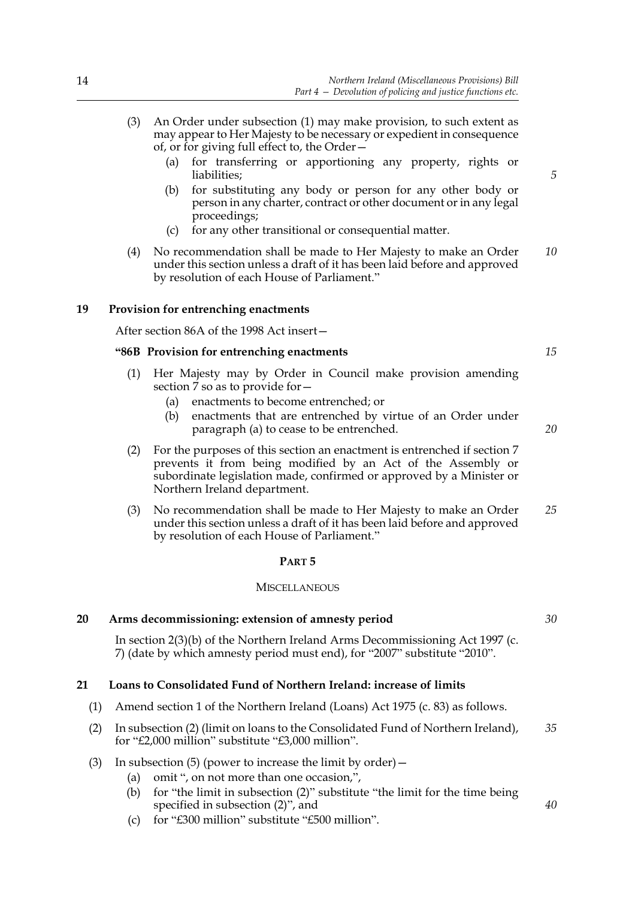(3) An Order under subsection (1) may make provision, to such extent as may appear to Her Majesty to be necessary or expedient in consequence of, or for giving full effect to, the Order—

   (a) for transferring or apportioning any property, rights or liabilities;

   (b) for substituting any body or person for any other body or person in any charter, contract or other document or in any legal proceedings;

   (c) for any other transitional or consequential matter.

(4) No recommendation shall be made to Her Majesty to make an Order under this section unless a draft of it has been laid before and approved by resolution of each House of Parliament."

**19 Provision for entrenching enactments**

After section 86A of the 1998 Act insert—

**"86B Provision for entrenching enactments**

(1) Her Majesty may by Order in Council make provision amending section 7 so as to provide for—

   (a) enactments to become entrenched; or

   (b) enactments that are entrenched by virtue of an Order under paragraph (a) to cease to be entrenched.

(2) For the purposes of this section an enactment is entrenched if section 7 prevents it from being modified by an Act of the Assembly or subordinate legislation made, confirmed or approved by a Minister or Northern Ireland department.

(3) No recommendation shall be made to Her Majesty to make an Order under this section unless a draft of it has been laid before and approved by resolution of each House of Parliament."

## PART 5

### MISCELLANEOUS

**20 Arms decommissioning: extension of amnesty period**

In section 2(3)(b) of the Northern Ireland Arms Decommissioning Act 1997 (c. 7) (date by which amnesty period must end), for "2007" substitute "2010".

**21 Loans to Consolidated Fund of Northern Ireland: increase of limits**

(1) Amend section 1 of the Northern Ireland (Loans) Act 1975 (c. 83) as follows.

(2) In subsection (2) (limit on loans to the Consolidated Fund of Northern Ireland), for "£2,000 million" substitute "£3,000 million".

(3) In subsection (5) (power to increase the limit by order)—

   (a) omit ", on not more than one occasion,",

   (b) for "the limit in subsection (2)" substitute "the limit for the time being specified in subsection (2)", and

   (c) for "£300 million" substitute "£500 million".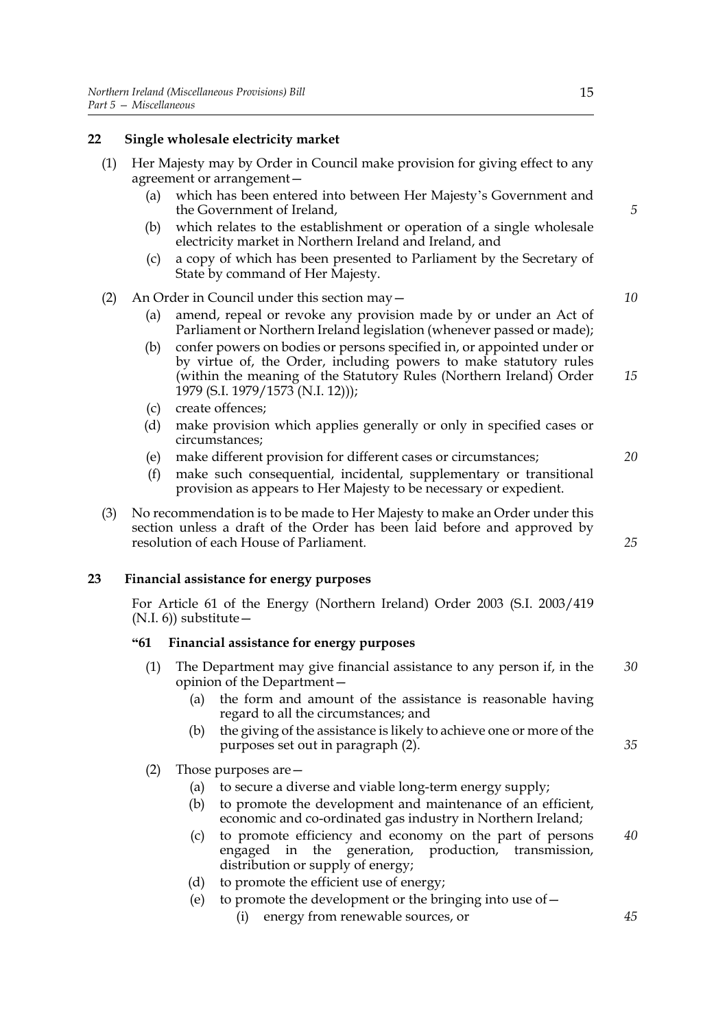## 22 Single wholesale electricity market

(1) Her Majesty may by Order in Council make provision for giving effect to any agreement or arrangement—

(a) which has been entered into between Her Majesty's Government and the Government of Ireland,

(b) which relates to the establishment or operation of a single wholesale electricity market in Northern Ireland and Ireland, and

(c) a copy of which has been presented to Parliament by the Secretary of State by command of Her Majesty.

(2) An Order in Council under this section may—

(a) amend, repeal or revoke any provision made by or under an Act of Parliament or Northern Ireland legislation (whenever passed or made);

(b) confer powers on bodies or persons specified in, or appointed under or by virtue of, the Order, including powers to make statutory rules (within the meaning of the Statutory Rules (Northern Ireland) Order 1979 (S.I. 1979/1573 (N.I. 12)));

(c) create offences;

(d) make provision which applies generally or only in specified cases or circumstances;

(e) make different provision for different cases or circumstances;

(f) make such consequential, incidental, supplementary or transitional provision as appears to Her Majesty to be necessary or expedient.

(3) No recommendation is to be made to Her Majesty to make an Order under this section unless a draft of the Order has been laid before and approved by resolution of each House of Parliament.

## 23 Financial assistance for energy purposes

For Article 61 of the Energy (Northern Ireland) Order 2003 (S.I. 2003/419 (N.I. 6)) substitute—

### "61 Financial assistance for energy purposes

(1) The Department may give financial assistance to any person if, in the opinion of the Department—

(a) the form and amount of the assistance is reasonable having regard to all the circumstances; and

(b) the giving of the assistance is likely to achieve one or more of the purposes set out in paragraph (2).

(2) Those purposes are—

(a) to secure a diverse and viable long-term energy supply;

(b) to promote the development and maintenance of an efficient, economic and co-ordinated gas industry in Northern Ireland;

(c) to promote efficiency and economy on the part of persons engaged in the generation, production, transmission, distribution or supply of energy;

(d) to promote the efficient use of energy;

(e) to promote the development or the bringing into use of—

(i) energy from renewable sources, or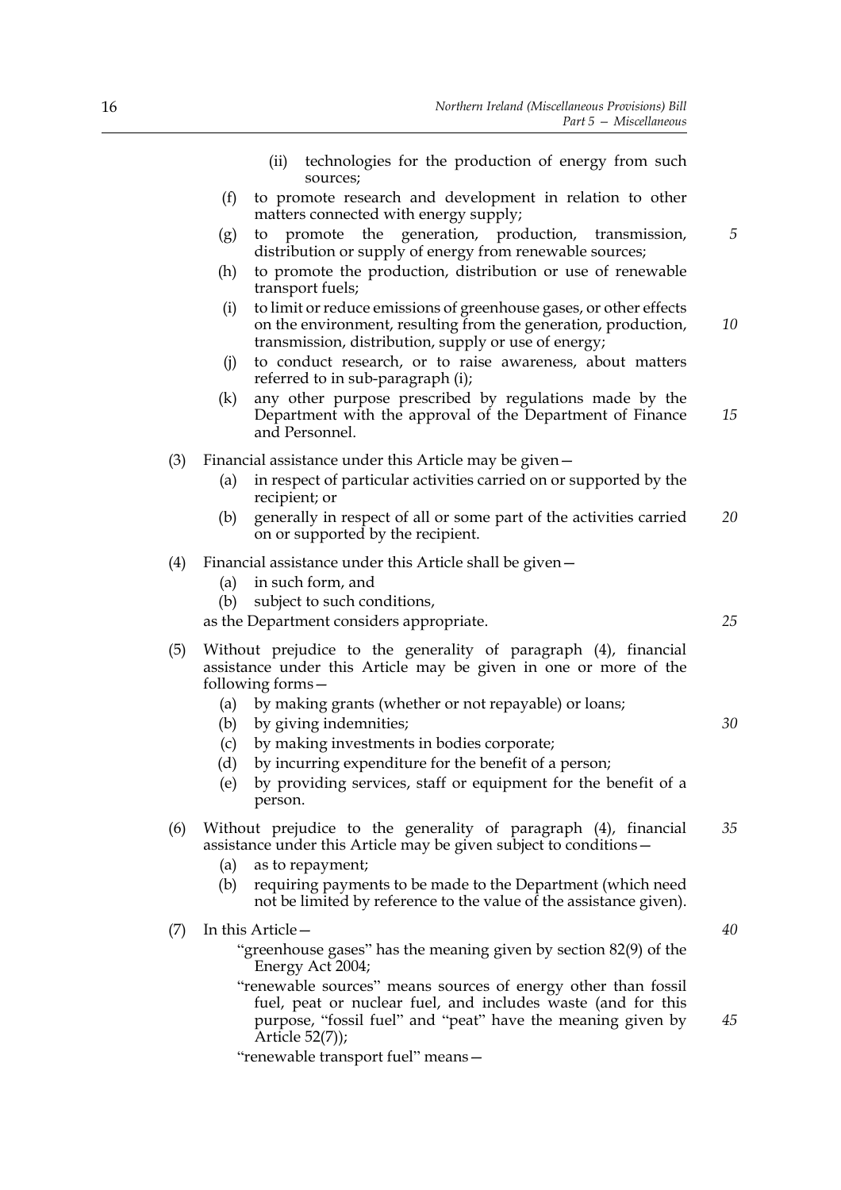(ii) technologies for the production of energy from such sources;

(f) to promote research and development in relation to other matters connected with energy supply;

(g) to promote the generation, production, transmission, distribution or supply of energy from renewable sources;

(h) to promote the production, distribution or use of renewable transport fuels;

(i) to limit or reduce emissions of greenhouse gases, or other effects on the environment, resulting from the generation, production, transmission, distribution, supply or use of energy;

(j) to conduct research, or to raise awareness, about matters referred to in sub-paragraph (i);

(k) any other purpose prescribed by regulations made by the Department with the approval of the Department of Finance and Personnel.

(3) Financial assistance under this Article may be given—

(a) in respect of particular activities carried on or supported by the recipient; or

(b) generally in respect of all or some part of the activities carried on or supported by the recipient.

(4) Financial assistance under this Article shall be given—

(a) in such form, and

(b) subject to such conditions,

as the Department considers appropriate.

(5) Without prejudice to the generality of paragraph (4), financial assistance under this Article may be given in one or more of the following forms—

(a) by making grants (whether or not repayable) or loans;

(b) by giving indemnities;

(c) by making investments in bodies corporate;

(d) by incurring expenditure for the benefit of a person;

(e) by providing services, staff or equipment for the benefit of a person.

(6) Without prejudice to the generality of paragraph (4), financial assistance under this Article may be given subject to conditions—

(a) as to repayment;

(b) requiring payments to be made to the Department (which need not be limited by reference to the value of the assistance given).

(7) In this Article—

"greenhouse gases" has the meaning given by section 82(9) of the Energy Act 2004;

"renewable sources" means sources of energy other than fossil fuel, peat or nuclear fuel, and includes waste (and for this purpose, "fossil fuel" and "peat" have the meaning given by Article 52(7));

"renewable transport fuel" means—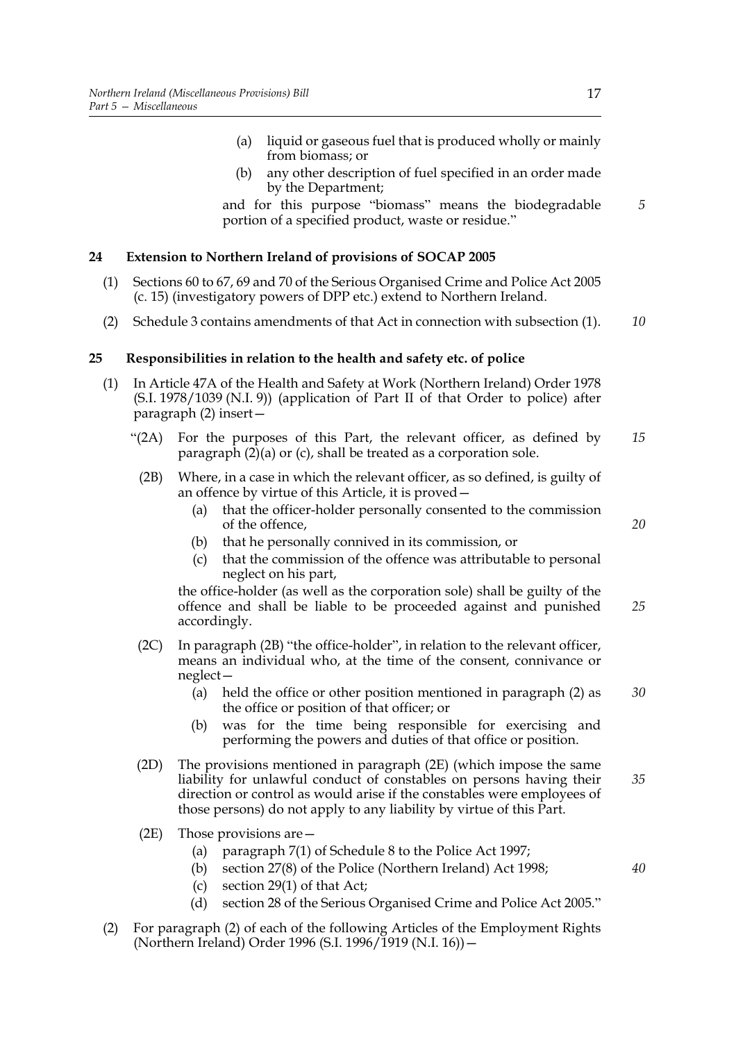(a) liquid or gaseous fuel that is produced wholly or mainly from biomass; or

(b) any other description of fuel specified in an order made by the Department;

and for this purpose "biomass" means the biodegradable portion of a specified product, waste or residue."

**24 Extension to Northern Ireland of provisions of SOCAP 2005**

(1) Sections 60 to 67, 69 and 70 of the Serious Organised Crime and Police Act 2005 (c. 15) (investigatory powers of DPP etc.) extend to Northern Ireland.

(2) Schedule 3 contains amendments of that Act in connection with subsection (1).

**25 Responsibilities in relation to the health and safety etc. of police**

(1) In Article 47A of the Health and Safety at Work (Northern Ireland) Order 1978 (S.I. 1978/1039 (N.I. 9)) (application of Part II of that Order to police) after paragraph (2) insert—

"(2A) For the purposes of this Part, the relevant officer, as defined by paragraph (2)(a) or (c), shall be treated as a corporation sole.

(2B) Where, in a case in which the relevant officer, as so defined, is guilty of an offence by virtue of this Article, it is proved—

(a) that the officer-holder personally consented to the commission of the offence,

(b) that he personally connived in its commission, or

(c) that the commission of the offence was attributable to personal neglect on his part,

the office-holder (as well as the corporation sole) shall be guilty of the offence and shall be liable to be proceeded against and punished accordingly.

(2C) In paragraph (2B) "the office-holder", in relation to the relevant officer, means an individual who, at the time of the consent, connivance or neglect—

(a) held the office or other position mentioned in paragraph (2) as the office or position of that officer; or

(b) was for the time being responsible for exercising and performing the powers and duties of that office or position.

(2D) The provisions mentioned in paragraph (2E) (which impose the same liability for unlawful conduct of constables on persons having their direction or control as would arise if the constables were employees of those persons) do not apply to any liability by virtue of this Part.

(2E) Those provisions are—

(a) paragraph 7(1) of Schedule 8 to the Police Act 1997;

(b) section 27(8) of the Police (Northern Ireland) Act 1998;

(c) section 29(1) of that Act;

(d) section 28 of the Serious Organised Crime and Police Act 2005."

(2) For paragraph (2) of each of the following Articles of the Employment Rights (Northern Ireland) Order 1996 (S.I. 1996/1919 (N.I. 16))—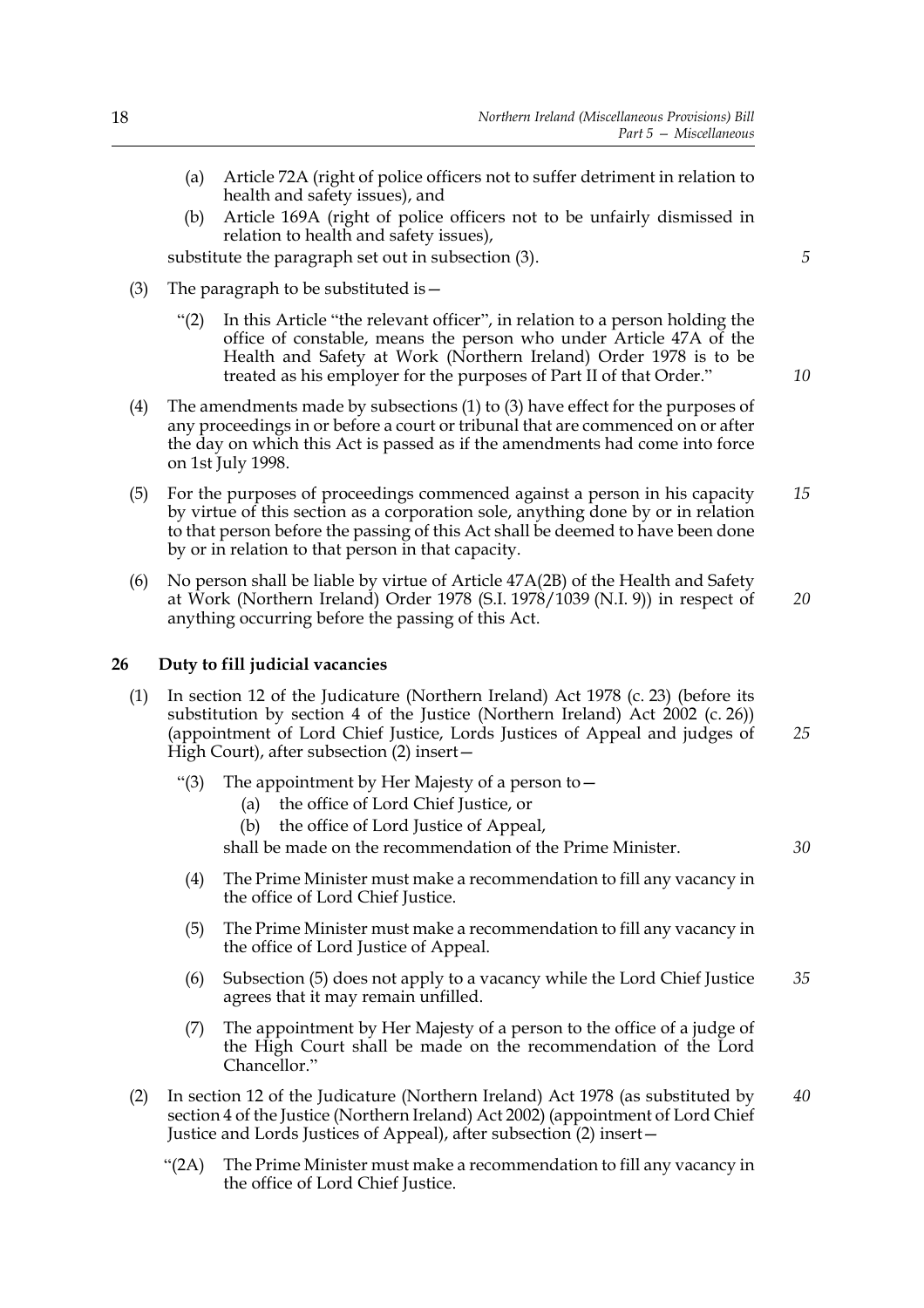(a) Article 72A (right of police officers not to suffer detriment in relation to health and safety issues), and

(b) Article 169A (right of police officers not to be unfairly dismissed in relation to health and safety issues),

substitute the paragraph set out in subsection (3).

(3) The paragraph to be substituted is—

"(2) In this Article "the relevant officer", in relation to a person holding the office of constable, means the person who under Article 47A of the Health and Safety at Work (Northern Ireland) Order 1978 is to be treated as his employer for the purposes of Part II of that Order."

(4) The amendments made by subsections (1) to (3) have effect for the purposes of any proceedings in or before a court or tribunal that are commenced on or after the day on which this Act is passed as if the amendments had come into force on 1st July 1998.

(5) For the purposes of proceedings commenced against a person in his capacity by virtue of this section as a corporation sole, anything done by or in relation to that person before the passing of this Act shall be deemed to have been done by or in relation to that person in that capacity.

(6) No person shall be liable by virtue of Article 47A(2B) of the Health and Safety at Work (Northern Ireland) Order 1978 (S.I. 1978/1039 (N.I. 9)) in respect of anything occurring before the passing of this Act.

### 26 Duty to fill judicial vacancies

(1) In section 12 of the Judicature (Northern Ireland) Act 1978 (c. 23) (before its substitution by section 4 of the Justice (Northern Ireland) Act 2002 (c. 26)) (appointment of Lord Chief Justice, Lords Justices of Appeal and judges of High Court), after subsection (2) insert—

"(3) The appointment by Her Majesty of a person to—

(a) the office of Lord Chief Justice, or

(b) the office of Lord Justice of Appeal,

shall be made on the recommendation of the Prime Minister.

(4) The Prime Minister must make a recommendation to fill any vacancy in the office of Lord Chief Justice.

(5) The Prime Minister must make a recommendation to fill any vacancy in the office of Lord Justice of Appeal.

(6) Subsection (5) does not apply to a vacancy while the Lord Chief Justice agrees that it may remain unfilled.

(7) The appointment by Her Majesty of a person to the office of a judge of the High Court shall be made on the recommendation of the Lord Chancellor."

(2) In section 12 of the Judicature (Northern Ireland) Act 1978 (as substituted by section 4 of the Justice (Northern Ireland) Act 2002) (appointment of Lord Chief Justice and Lords Justices of Appeal), after subsection (2) insert—

"(2A) The Prime Minister must make a recommendation to fill any vacancy in the office of Lord Chief Justice.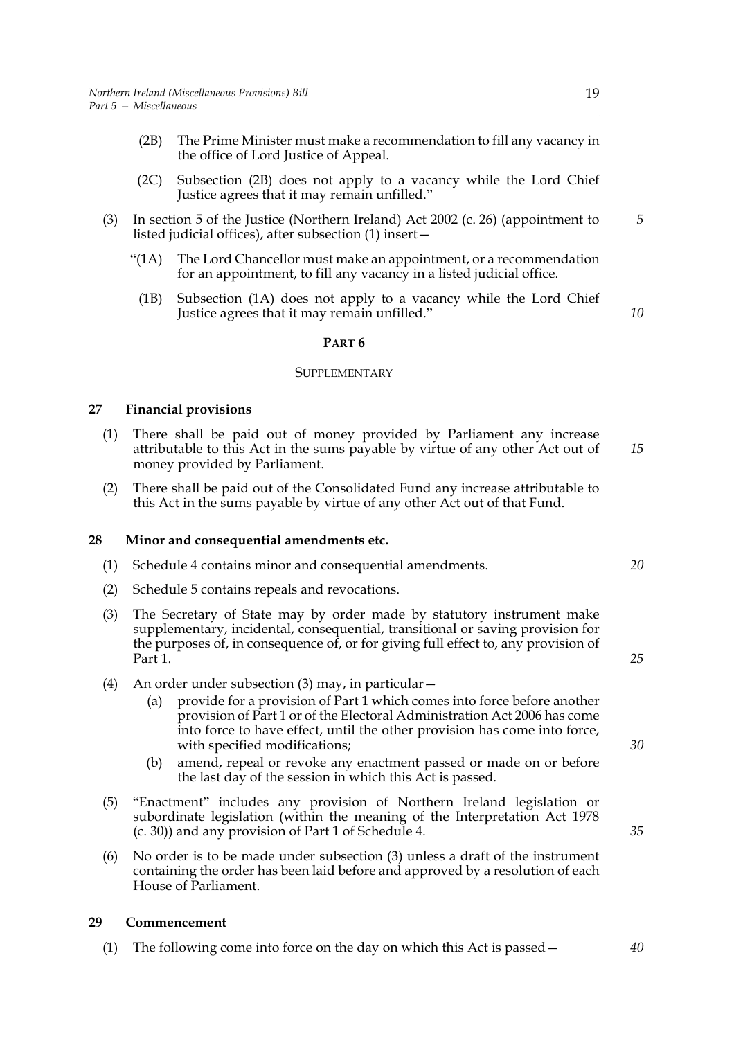(2B) The Prime Minister must make a recommendation to fill any vacancy in the office of Lord Justice of Appeal.

(2C) Subsection (2B) does not apply to a vacancy while the Lord Chief Justice agrees that it may remain unfilled."

(3) In section 5 of the Justice (Northern Ireland) Act 2002 (c. 26) (appointment to listed judicial offices), after subsection (1) insert—

"(1A) The Lord Chancellor must make an appointment, or a recommendation for an appointment, to fill any vacancy in a listed judicial office.

(1B) Subsection (1A) does not apply to a vacancy while the Lord Chief Justice agrees that it may remain unfilled."

## PART 6

### SUPPLEMENTARY

**27 Financial provisions**

(1) There shall be paid out of money provided by Parliament any increase attributable to this Act in the sums payable by virtue of any other Act out of money provided by Parliament.

(2) There shall be paid out of the Consolidated Fund any increase attributable to this Act in the sums payable by virtue of any other Act out of that Fund.

**28 Minor and consequential amendments etc.**

(1) Schedule 4 contains minor and consequential amendments.

(2) Schedule 5 contains repeals and revocations.

(3) The Secretary of State may by order made by statutory instrument make supplementary, incidental, consequential, transitional or saving provision for the purposes of, in consequence of, or for giving full effect to, any provision of Part 1.

(4) An order under subsection (3) may, in particular—

(a) provide for a provision of Part 1 which comes into force before another provision of Part 1 or of the Electoral Administration Act 2006 has come into force to have effect, until the other provision has come into force, with specified modifications;

(b) amend, repeal or revoke any enactment passed or made on or before the last day of the session in which this Act is passed.

(5) "Enactment" includes any provision of Northern Ireland legislation or subordinate legislation (within the meaning of the Interpretation Act 1978 (c. 30)) and any provision of Part 1 of Schedule 4.

(6) No order is to be made under subsection (3) unless a draft of the instrument containing the order has been laid before and approved by a resolution of each House of Parliament.

**29 Commencement**

(1) The following come into force on the day on which this Act is passed—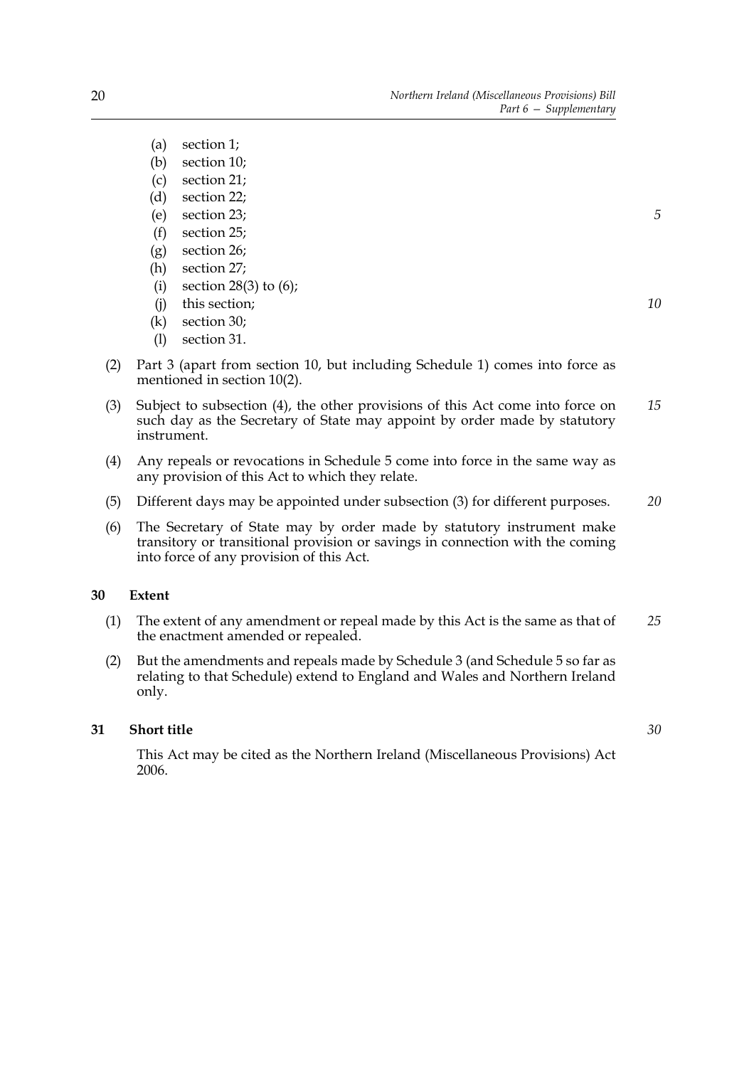(a) section 1;
(b) section 10;
(c) section 21;
(d) section 22;
(e) section 23;
(f) section 25;
(g) section 26;
(h) section 27;
(i) section 28(3) to (6);
(j) this section;
(k) section 30;
(l) section 31.

(2) Part 3 (apart from section 10, but including Schedule 1) comes into force as mentioned in section 10(2).

(3) Subject to subsection (4), the other provisions of this Act come into force on such day as the Secretary of State may appoint by order made by statutory instrument.

(4) Any repeals or revocations in Schedule 5 come into force in the same way as any provision of this Act to which they relate.

(5) Different days may be appointed under subsection (3) for different purposes.

(6) The Secretary of State may by order made by statutory instrument make transitory or transitional provision or savings in connection with the coming into force of any provision of this Act.

## 30 Extent

(1) The extent of any amendment or repeal made by this Act is the same as that of the enactment amended or repealed.

(2) But the amendments and repeals made by Schedule 3 (and Schedule 5 so far as relating to that Schedule) extend to England and Wales and Northern Ireland only.

## 31 Short title

This Act may be cited as the Northern Ireland (Miscellaneous Provisions) Act 2006.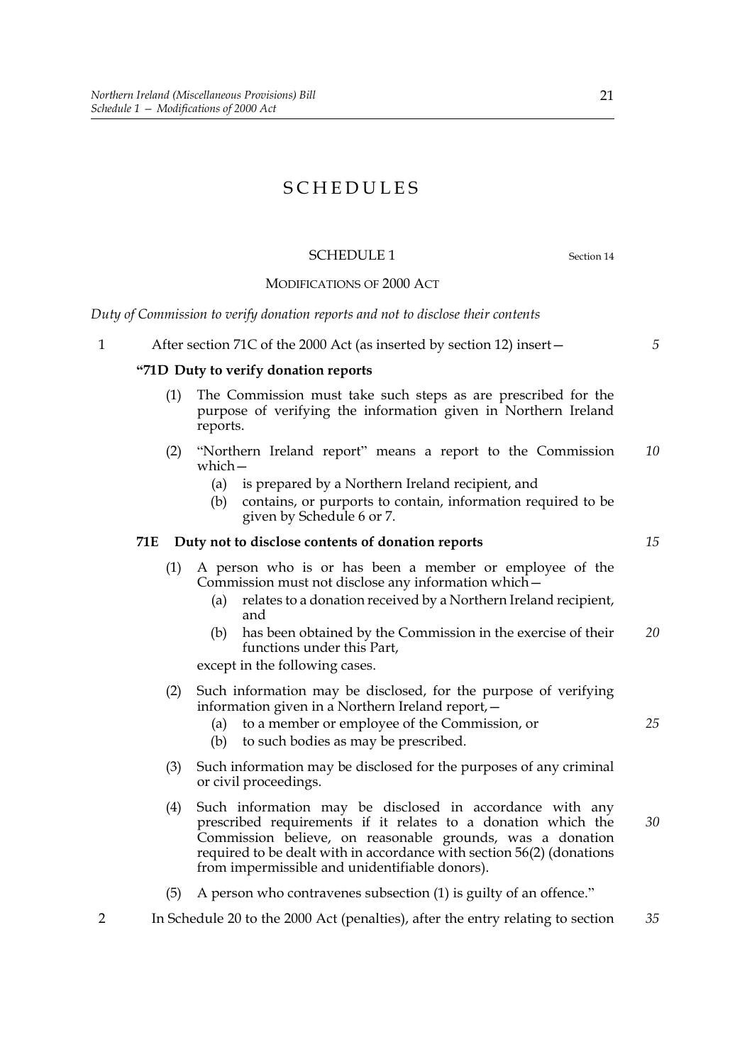# SCHEDULES

## SCHEDULE 1

Section 14

MODIFICATIONS OF 2000 ACT

*Duty of Commission to verify donation reports and not to disclose their contents*

1 After section 71C of the 2000 Act (as inserted by section 12) insert—

**"71D Duty to verify donation reports**

(1) The Commission must take such steps as are prescribed for the purpose of verifying the information given in Northern Ireland reports.

(2) "Northern Ireland report" means a report to the Commission which—

(a) is prepared by a Northern Ireland recipient, and

(b) contains, or purports to contain, information required to be given by Schedule 6 or 7.

**71E Duty not to disclose contents of donation reports**

(1) A person who is or has been a member or employee of the Commission must not disclose any information which—

(a) relates to a donation received by a Northern Ireland recipient, and

(b) has been obtained by the Commission in the exercise of their functions under this Part,

except in the following cases.

(2) Such information may be disclosed, for the purpose of verifying information given in a Northern Ireland report,—

(a) to a member or employee of the Commission, or

(b) to such bodies as may be prescribed.

(3) Such information may be disclosed for the purposes of any criminal or civil proceedings.

(4) Such information may be disclosed in accordance with any prescribed requirements if it relates to a donation which the Commission believe, on reasonable grounds, was a donation required to be dealt with in accordance with section 56(2) (donations from impermissible and unidentifiable donors).

(5) A person who contravenes subsection (1) is guilty of an offence."

2 In Schedule 20 to the 2000 Act (penalties), after the entry relating to section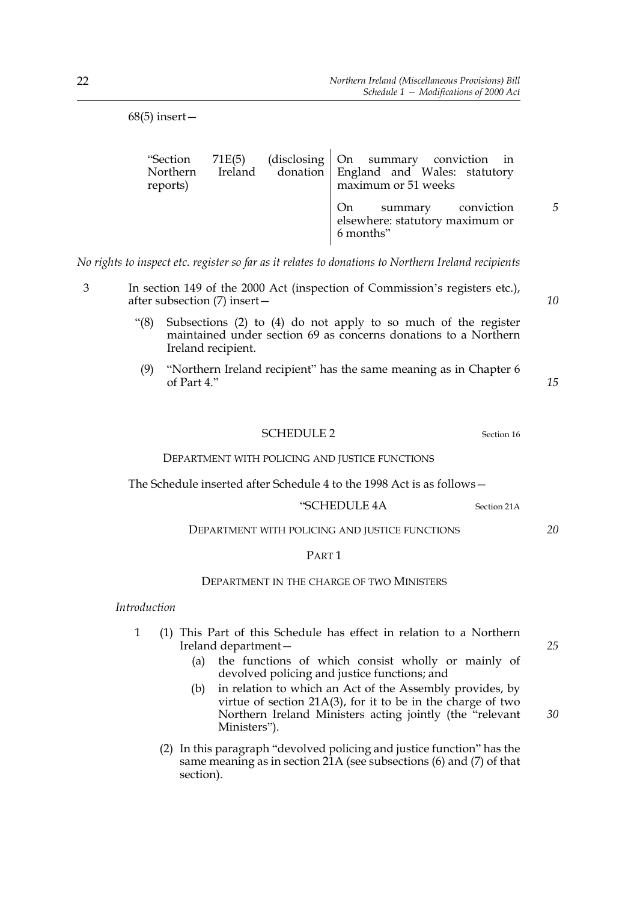68(5) insert—

| | |
|---|---|
| "Section 71E(5) (disclosing Northern Ireland donation reports) | On summary conviction in England and Wales: statutory maximum or 51 weeks |
| | On summary conviction elsewhere: statutory maximum or 6 months" |

*No rights to inspect etc. register so far as it relates to donations to Northern Ireland recipients*

3 In section 149 of the 2000 Act (inspection of Commission's registers etc.), after subsection (7) insert—

"(8) Subsections (2) to (4) do not apply to so much of the register maintained under section 69 as concerns donations to a Northern Ireland recipient.

(9) "Northern Ireland recipient" has the same meaning as in Chapter 6 of Part 4."

## SCHEDULE 2

Section 16

DEPARTMENT WITH POLICING AND JUSTICE FUNCTIONS

The Schedule inserted after Schedule 4 to the 1998 Act is as follows—

"SCHEDULE 4A

Section 21A

DEPARTMENT WITH POLICING AND JUSTICE FUNCTIONS

PART 1

DEPARTMENT IN THE CHARGE OF TWO MINISTERS

*Introduction*

1 (1) This Part of this Schedule has effect in relation to a Northern Ireland department—

(a) the functions of which consist wholly or mainly of devolved policing and justice functions; and

(b) in relation to which an Act of the Assembly provides, by virtue of section 21A(3), for it to be in the charge of two Northern Ireland Ministers acting jointly (the "relevant Ministers").

(2) In this paragraph "devolved policing and justice function" has the same meaning as in section 21A (see subsections (6) and (7) of that section).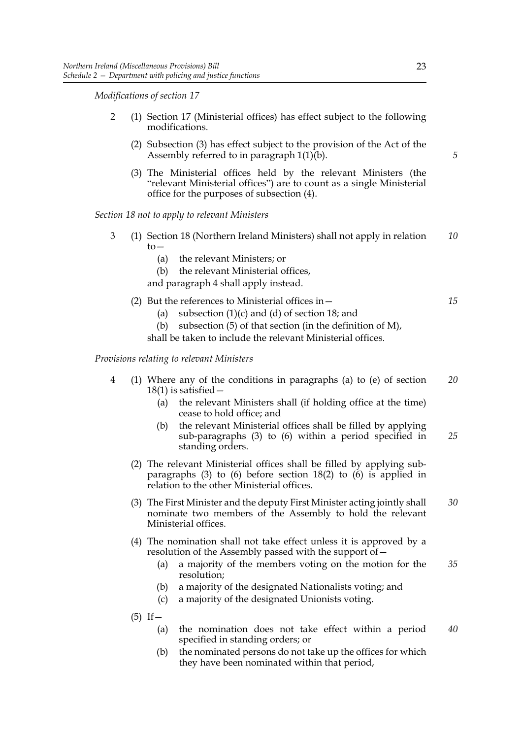*Modifications of section 17*

2 (1) Section 17 (Ministerial offices) has effect subject to the following modifications.

(2) Subsection (3) has effect subject to the provision of the Act of the Assembly referred to in paragraph 1(1)(b).

(3) The Ministerial offices held by the relevant Ministers (the "relevant Ministerial offices") are to count as a single Ministerial office for the purposes of subsection (4).

*Section 18 not to apply to relevant Ministers*

3 (1) Section 18 (Northern Ireland Ministers) shall not apply in relation to—

(a) the relevant Ministers; or

(b) the relevant Ministerial offices,

and paragraph 4 shall apply instead.

(2) But the references to Ministerial offices in—

(a) subsection (1)(c) and (d) of section 18; and

(b) subsection (5) of that section (in the definition of M),

shall be taken to include the relevant Ministerial offices.

*Provisions relating to relevant Ministers*

4 (1) Where any of the conditions in paragraphs (a) to (e) of section 18(1) is satisfied—

(a) the relevant Ministers shall (if holding office at the time) cease to hold office; and

(b) the relevant Ministerial offices shall be filled by applying sub-paragraphs (3) to (6) within a period specified in standing orders.

(2) The relevant Ministerial offices shall be filled by applying sub-paragraphs (3) to (6) before section 18(2) to (6) is applied in relation to the other Ministerial offices.

(3) The First Minister and the deputy First Minister acting jointly shall nominate two members of the Assembly to hold the relevant Ministerial offices.

(4) The nomination shall not take effect unless it is approved by a resolution of the Assembly passed with the support of—

(a) a majority of the members voting on the motion for the resolution;

(b) a majority of the designated Nationalists voting; and

(c) a majority of the designated Unionists voting.

(5) If—

(a) the nomination does not take effect within a period specified in standing orders; or

(b) the nominated persons do not take up the offices for which they have been nominated within that period,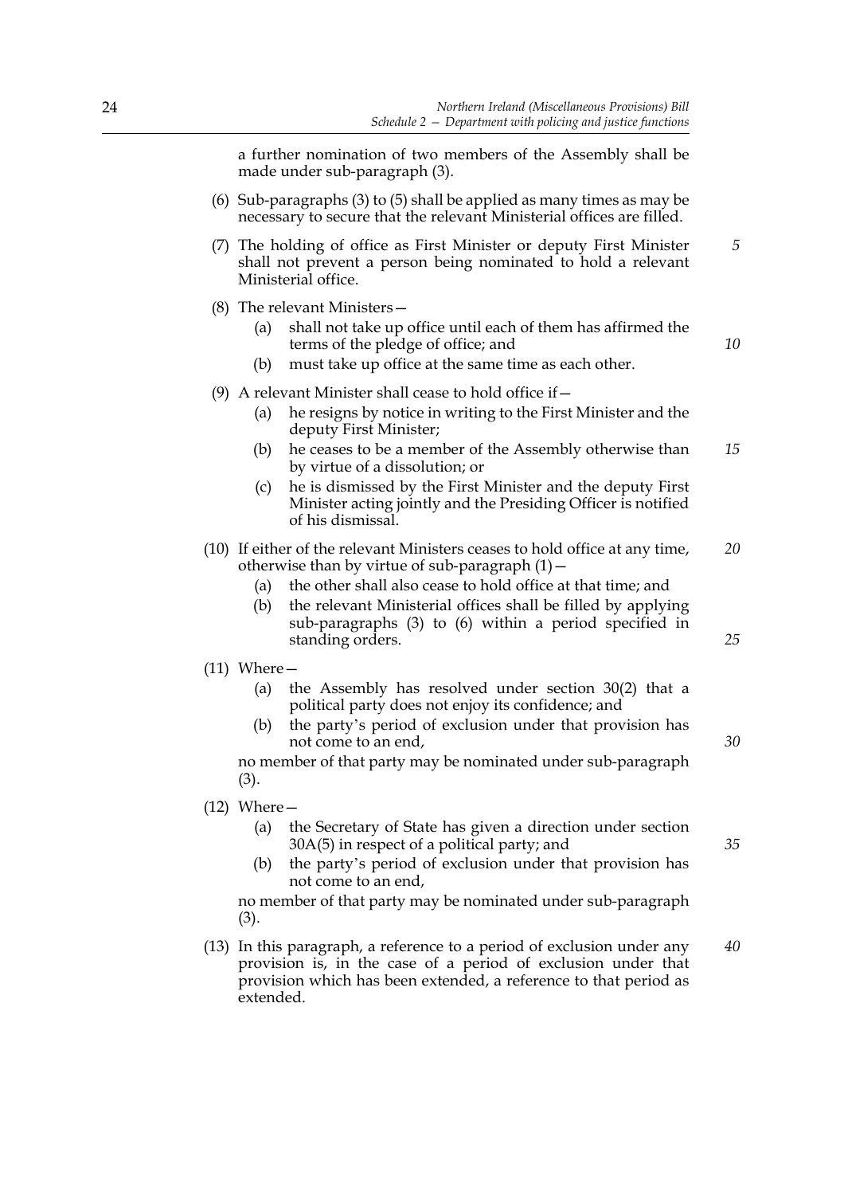a further nomination of two members of the Assembly shall be made under sub-paragraph (3).

(6) Sub-paragraphs (3) to (5) shall be applied as many times as may be necessary to secure that the relevant Ministerial offices are filled.

(7) The holding of office as First Minister or deputy First Minister shall not prevent a person being nominated to hold a relevant Ministerial office.

(8) The relevant Ministers—

(a) shall not take up office until each of them has affirmed the terms of the pledge of office; and

(b) must take up office at the same time as each other.

(9) A relevant Minister shall cease to hold office if—

(a) he resigns by notice in writing to the First Minister and the deputy First Minister;

(b) he ceases to be a member of the Assembly otherwise than by virtue of a dissolution; or

(c) he is dismissed by the First Minister and the deputy First Minister acting jointly and the Presiding Officer is notified of his dismissal.

(10) If either of the relevant Ministers ceases to hold office at any time, otherwise than by virtue of sub-paragraph (1)—

(a) the other shall also cease to hold office at that time; and

(b) the relevant Ministerial offices shall be filled by applying sub-paragraphs (3) to (6) within a period specified in standing orders.

(11) Where—

(a) the Assembly has resolved under section 30(2) that a political party does not enjoy its confidence; and

(b) the party's period of exclusion under that provision has not come to an end,

no member of that party may be nominated under sub-paragraph (3).

(12) Where—

(a) the Secretary of State has given a direction under section 30A(5) in respect of a political party; and

(b) the party's period of exclusion under that provision has not come to an end,

no member of that party may be nominated under sub-paragraph (3).

(13) In this paragraph, a reference to a period of exclusion under any provision is, in the case of a period of exclusion under that provision which has been extended, a reference to that period as extended.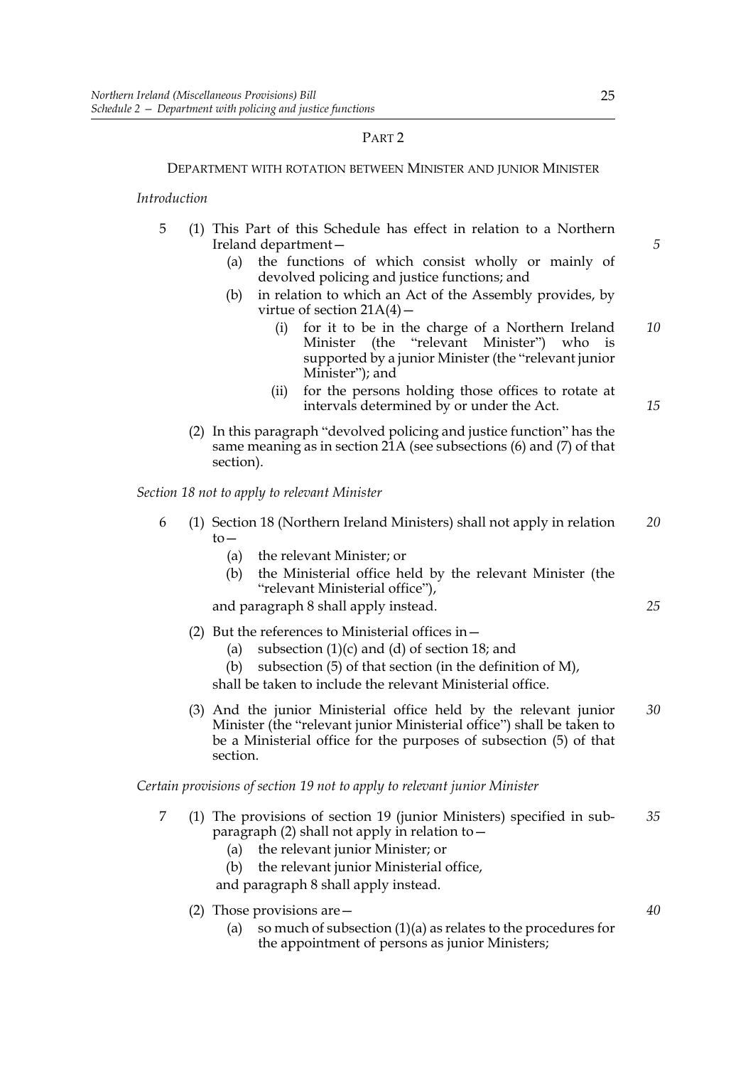## PART 2

### DEPARTMENT WITH ROTATION BETWEEN MINISTER AND JUNIOR MINISTER

*Introduction*

5 (1) This Part of this Schedule has effect in relation to a Northern Ireland department—

(a) the functions of which consist wholly or mainly of devolved policing and justice functions; and

(b) in relation to which an Act of the Assembly provides, by virtue of section 21A(4)—

(i) for it to be in the charge of a Northern Ireland Minister (the "relevant Minister") who is supported by a junior Minister (the "relevant junior Minister"); and

(ii) for the persons holding those offices to rotate at intervals determined by or under the Act.

(2) In this paragraph "devolved policing and justice function" has the same meaning as in section 21A (see subsections (6) and (7) of that section).

*Section 18 not to apply to relevant Minister*

6 (1) Section 18 (Northern Ireland Ministers) shall not apply in relation to—

(a) the relevant Minister; or

(b) the Ministerial office held by the relevant Minister (the "relevant Ministerial office"),

and paragraph 8 shall apply instead.

(2) But the references to Ministerial offices in—

(a) subsection (1)(c) and (d) of section 18; and

(b) subsection (5) of that section (in the definition of M),

shall be taken to include the relevant Ministerial office.

(3) And the junior Ministerial office held by the relevant junior Minister (the "relevant junior Ministerial office") shall be taken to be a Ministerial office for the purposes of subsection (5) of that section.

*Certain provisions of section 19 not to apply to relevant junior Minister*

7 (1) The provisions of section 19 (junior Ministers) specified in sub-paragraph (2) shall not apply in relation to—

(a) the relevant junior Minister; or

(b) the relevant junior Ministerial office,

and paragraph 8 shall apply instead.

(2) Those provisions are—

(a) so much of subsection (1)(a) as relates to the procedures for the appointment of persons as junior Ministers;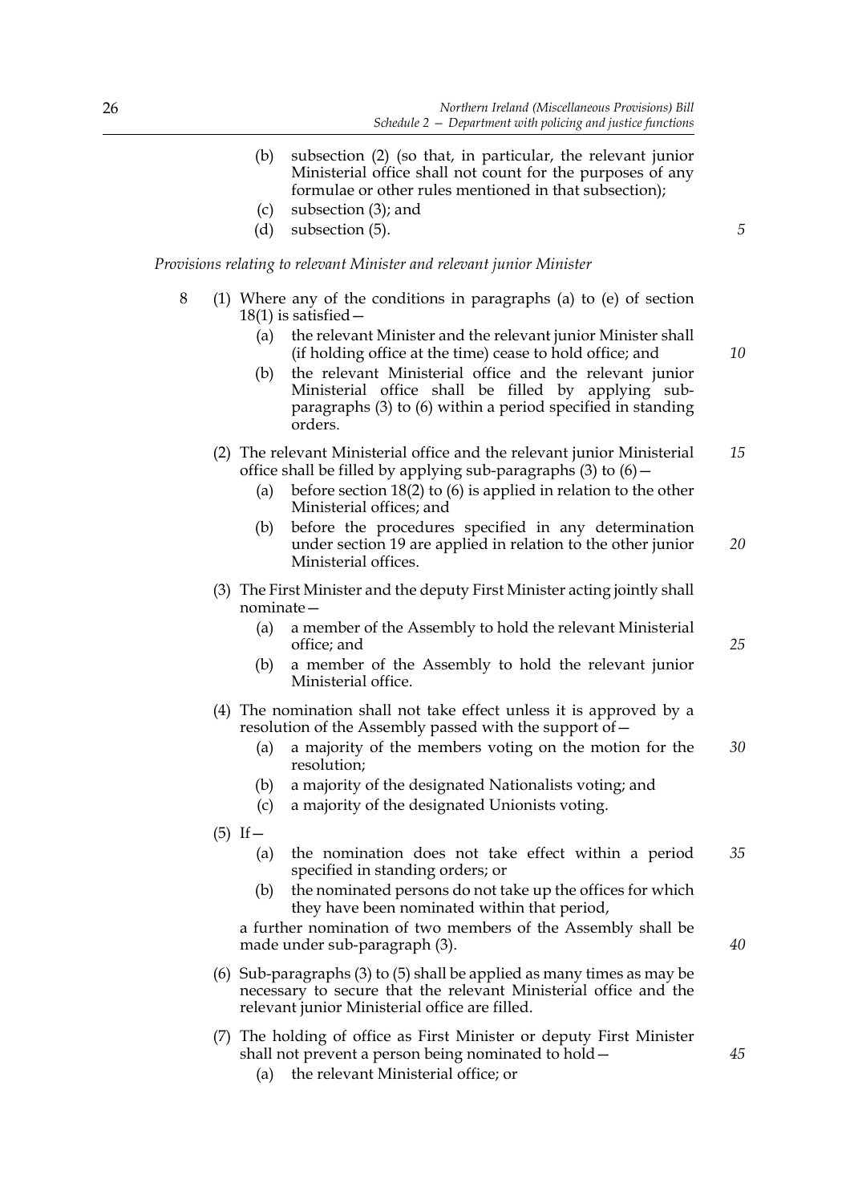(b) subsection (2) (so that, in particular, the relevant junior Ministerial office shall not count for the purposes of any formulae or other rules mentioned in that subsection);

(c) subsection (3); and

(d) subsection (5).

*Provisions relating to relevant Minister and relevant junior Minister*

8 (1) Where any of the conditions in paragraphs (a) to (e) of section 18(1) is satisfied—

(a) the relevant Minister and the relevant junior Minister shall (if holding office at the time) cease to hold office; and

(b) the relevant Ministerial office and the relevant junior Ministerial office shall be filled by applying sub-paragraphs (3) to (6) within a period specified in standing orders.

(2) The relevant Ministerial office and the relevant junior Ministerial office shall be filled by applying sub-paragraphs (3) to (6)—

(a) before section 18(2) to (6) is applied in relation to the other Ministerial offices; and

(b) before the procedures specified in any determination under section 19 are applied in relation to the other junior Ministerial offices.

(3) The First Minister and the deputy First Minister acting jointly shall nominate—

(a) a member of the Assembly to hold the relevant Ministerial office; and

(b) a member of the Assembly to hold the relevant junior Ministerial office.

(4) The nomination shall not take effect unless it is approved by a resolution of the Assembly passed with the support of—

(a) a majority of the members voting on the motion for the resolution;

(b) a majority of the designated Nationalists voting; and

(c) a majority of the designated Unionists voting.

(5) If—

(a) the nomination does not take effect within a period specified in standing orders; or

(b) the nominated persons do not take up the offices for which they have been nominated within that period,

a further nomination of two members of the Assembly shall be made under sub-paragraph (3).

(6) Sub-paragraphs (3) to (5) shall be applied as many times as may be necessary to secure that the relevant Ministerial office and the relevant junior Ministerial office are filled.

(7) The holding of office as First Minister or deputy First Minister shall not prevent a person being nominated to hold—

(a) the relevant Ministerial office; or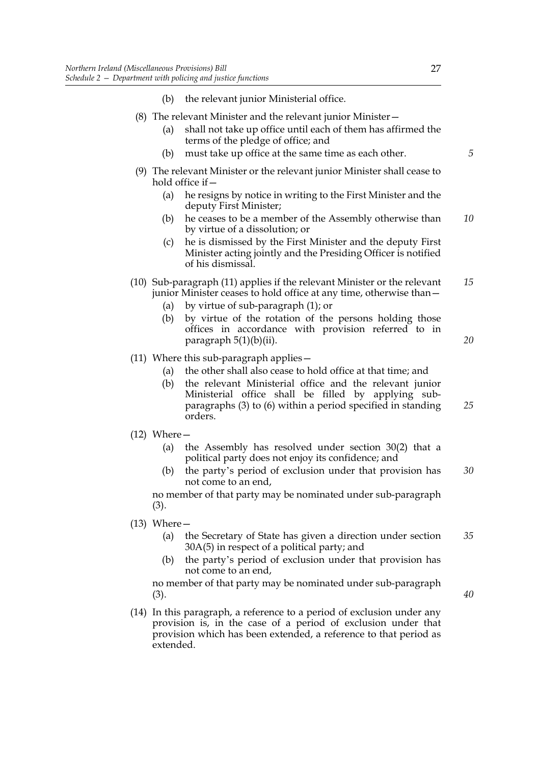(b) the relevant junior Ministerial office.

(8) The relevant Minister and the relevant junior Minister—

(a) shall not take up office until each of them has affirmed the terms of the pledge of office; and

(b) must take up office at the same time as each other.

(9) The relevant Minister or the relevant junior Minister shall cease to hold office if—

(a) he resigns by notice in writing to the First Minister and the deputy First Minister;

(b) he ceases to be a member of the Assembly otherwise than by virtue of a dissolution; or

(c) he is dismissed by the First Minister and the deputy First Minister acting jointly and the Presiding Officer is notified of his dismissal.

(10) Sub-paragraph (11) applies if the relevant Minister or the relevant junior Minister ceases to hold office at any time, otherwise than—

(a) by virtue of sub-paragraph (1); or

(b) by virtue of the rotation of the persons holding those offices in accordance with provision referred to in paragraph 5(1)(b)(ii).

(11) Where this sub-paragraph applies—

(a) the other shall also cease to hold office at that time; and

(b) the relevant Ministerial office and the relevant junior Ministerial office shall be filled by applying sub-paragraphs (3) to (6) within a period specified in standing orders.

(12) Where—

(a) the Assembly has resolved under section 30(2) that a political party does not enjoy its confidence; and

(b) the party's period of exclusion under that provision has not come to an end,

no member of that party may be nominated under sub-paragraph (3).

(13) Where—

(a) the Secretary of State has given a direction under section 30A(5) in respect of a political party; and

(b) the party's period of exclusion under that provision has not come to an end,

no member of that party may be nominated under sub-paragraph (3).

(14) In this paragraph, a reference to a period of exclusion under any provision is, in the case of a period of exclusion under that provision which has been extended, a reference to that period as extended.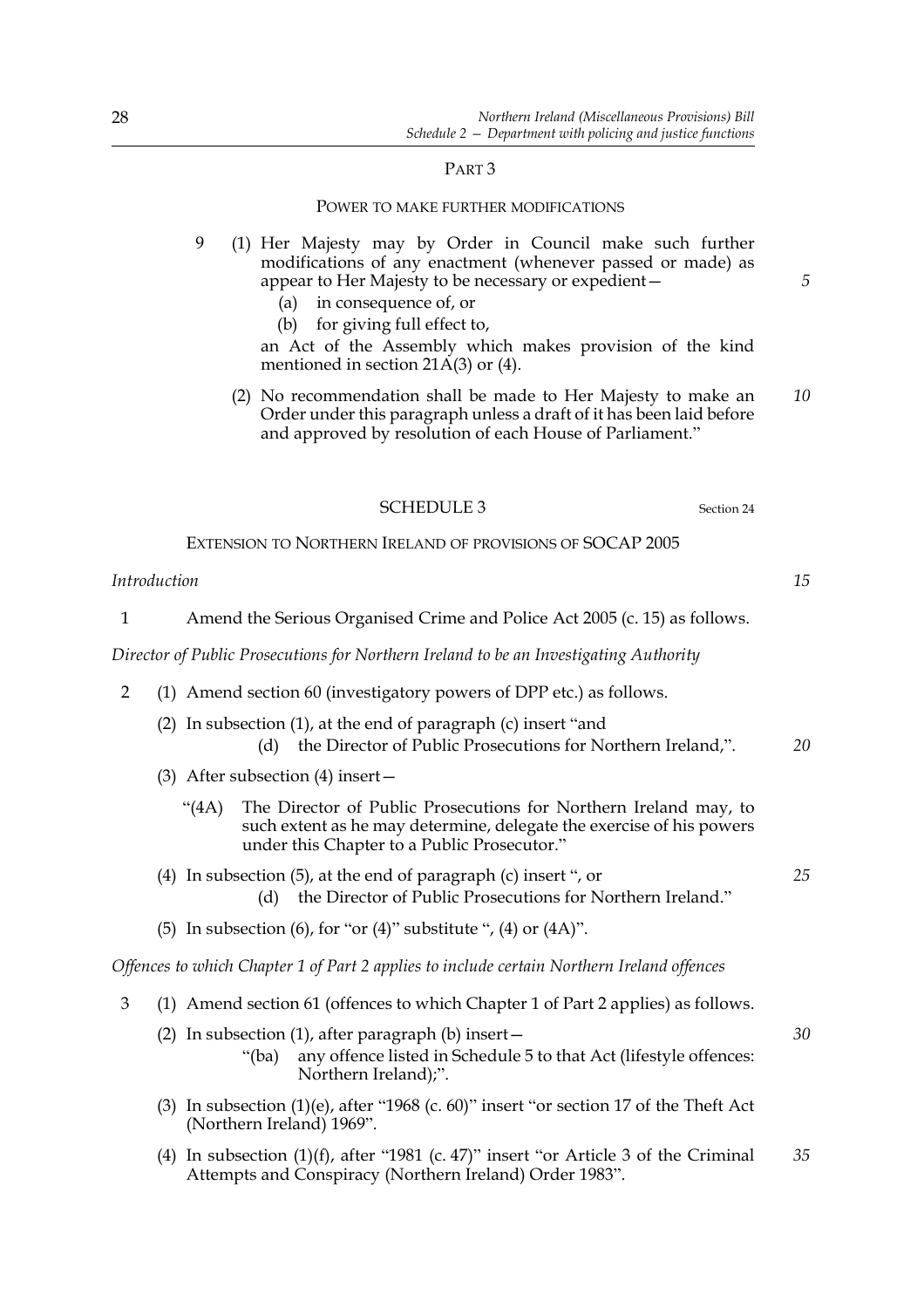PART 3

POWER TO MAKE FURTHER MODIFICATIONS

9 (1) Her Majesty may by Order in Council make such further modifications of any enactment (whenever passed or made) as appear to Her Majesty to be necessary or expedient—

(a) in consequence of, or

(b) for giving full effect to,

an Act of the Assembly which makes provision of the kind mentioned in section 21A(3) or (4).

(2) No recommendation shall be made to Her Majesty to make an Order under this paragraph unless a draft of it has been laid before and approved by resolution of each House of Parliament."

SCHEDULE 3

Section 24

EXTENSION TO NORTHERN IRELAND OF PROVISIONS OF SOCAP 2005

*Introduction*

1 Amend the Serious Organised Crime and Police Act 2005 (c. 15) as follows.

*Director of Public Prosecutions for Northern Ireland to be an Investigating Authority*

2 (1) Amend section 60 (investigatory powers of DPP etc.) as follows.

(2) In subsection (1), at the end of paragraph (c) insert "and

(d) the Director of Public Prosecutions for Northern Ireland,".

(3) After subsection (4) insert—

"(4A) The Director of Public Prosecutions for Northern Ireland may, to such extent as he may determine, delegate the exercise of his powers under this Chapter to a Public Prosecutor."

(4) In subsection (5), at the end of paragraph (c) insert ", or

(d) the Director of Public Prosecutions for Northern Ireland."

(5) In subsection (6), for "or (4)" substitute ", (4) or (4A)".

*Offences to which Chapter 1 of Part 2 applies to include certain Northern Ireland offences*

3 (1) Amend section 61 (offences to which Chapter 1 of Part 2 applies) as follows.

(2) In subsection (1), after paragraph (b) insert—

"(ba) any offence listed in Schedule 5 to that Act (lifestyle offences: Northern Ireland);".

(3) In subsection (1)(e), after "1968 (c. 60)" insert "or section 17 of the Theft Act (Northern Ireland) 1969".

(4) In subsection (1)(f), after "1981 (c. 47)" insert "or Article 3 of the Criminal Attempts and Conspiracy (Northern Ireland) Order 1983".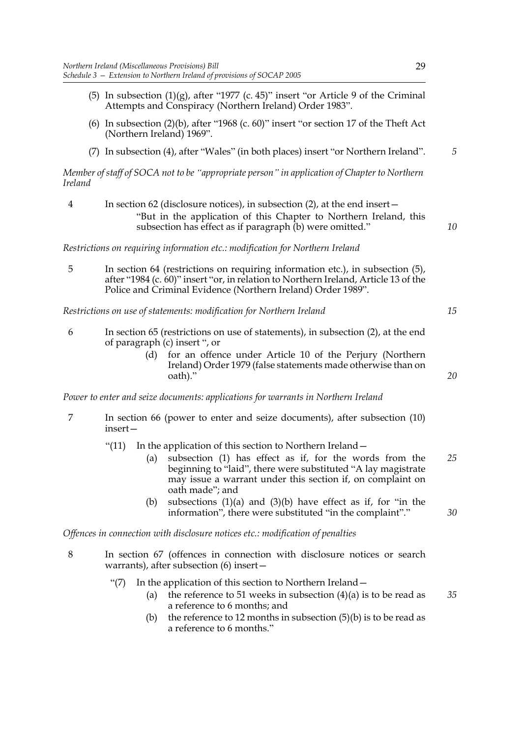(5) In subsection (1)(g), after "1977 (c. 45)" insert "or Article 9 of the Criminal Attempts and Conspiracy (Northern Ireland) Order 1983".

(6) In subsection (2)(b), after "1968 (c. 60)" insert "or section 17 of the Theft Act (Northern Ireland) 1969".

(7) In subsection (4), after "Wales" (in both places) insert "or Northern Ireland".

*Member of staff of SOCA not to be "appropriate person" in application of Chapter to Northern Ireland*

4 In section 62 (disclosure notices), in subsection (2), at the end insert—

"But in the application of this Chapter to Northern Ireland, this subsection has effect as if paragraph (b) were omitted."

*Restrictions on requiring information etc.: modification for Northern Ireland*

5 In section 64 (restrictions on requiring information etc.), in subsection (5), after "1984 (c. 60)" insert "or, in relation to Northern Ireland, Article 13 of the Police and Criminal Evidence (Northern Ireland) Order 1989".

*Restrictions on use of statements: modification for Northern Ireland*

6 In section 65 (restrictions on use of statements), in subsection (2), at the end of paragraph (c) insert ", or

(d) for an offence under Article 10 of the Perjury (Northern Ireland) Order 1979 (false statements made otherwise than on oath)."

*Power to enter and seize documents: applications for warrants in Northern Ireland*

7 In section 66 (power to enter and seize documents), after subsection (10) insert—

"(11) In the application of this section to Northern Ireland—

(a) subsection (1) has effect as if, for the words from the beginning to "laid", there were substituted "A lay magistrate may issue a warrant under this section if, on complaint on oath made"; and

(b) subsections (1)(a) and (3)(b) have effect as if, for "in the information", there were substituted "in the complaint"."

*Offences in connection with disclosure notices etc.: modification of penalties*

8 In section 67 (offences in connection with disclosure notices or search warrants), after subsection (6) insert—

"(7) In the application of this section to Northern Ireland—

(a) the reference to 51 weeks in subsection (4)(a) is to be read as a reference to 6 months; and

(b) the reference to 12 months in subsection (5)(b) is to be read as a reference to 6 months."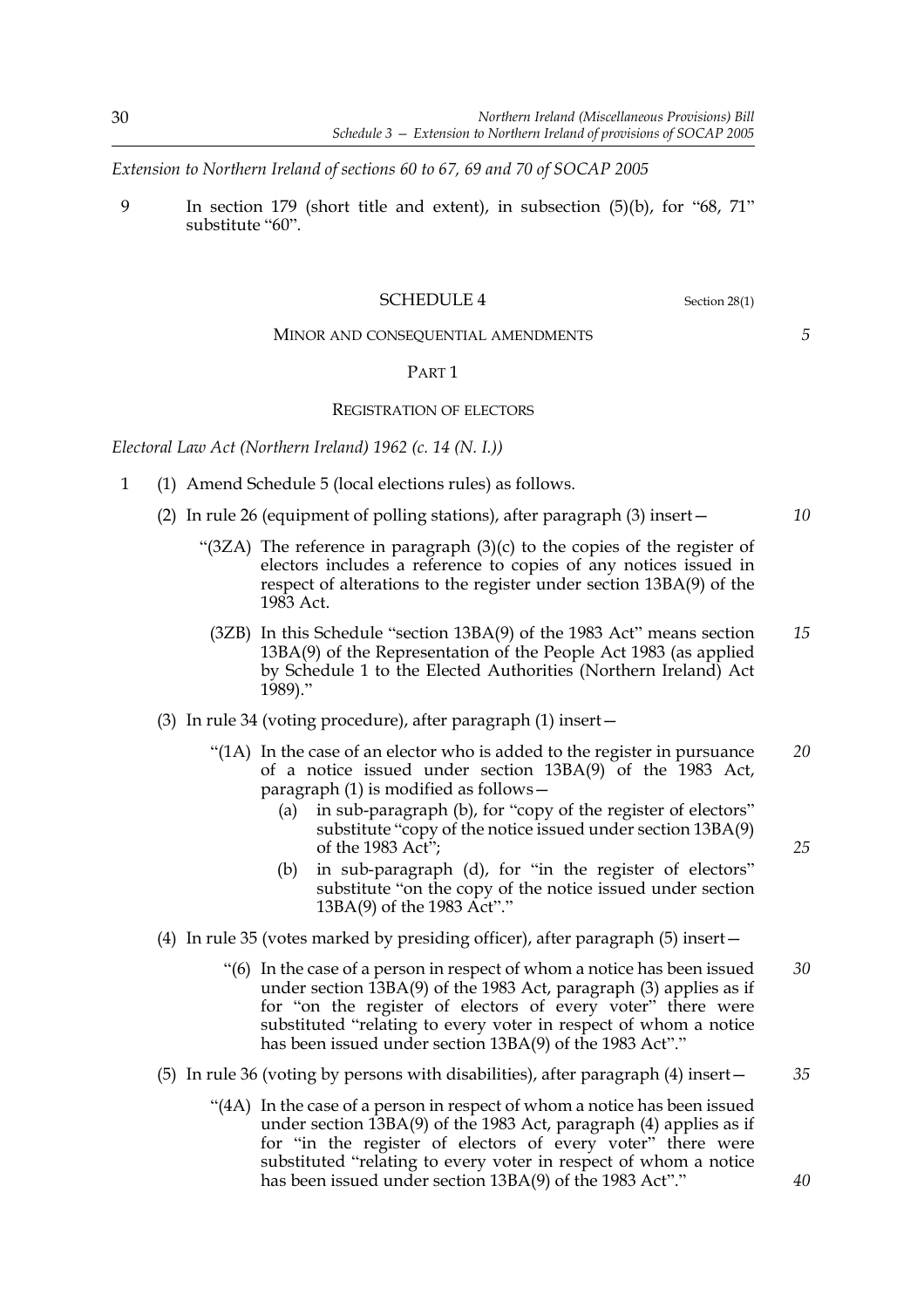*Extension to Northern Ireland of sections 60 to 67, 69 and 70 of SOCAP 2005*

9 In section 179 (short title and extent), in subsection (5)(b), for "68, 71" substitute "60".

## SCHEDULE 4

Section 28(1)

MINOR AND CONSEQUENTIAL AMENDMENTS

PART 1

REGISTRATION OF ELECTORS

*Electoral Law Act (Northern Ireland) 1962 (c. 14 (N. I.))*

1 (1) Amend Schedule 5 (local elections rules) as follows.

(2) In rule 26 (equipment of polling stations), after paragraph (3) insert—

"(3ZA) The reference in paragraph (3)(c) to the copies of the register of electors includes a reference to copies of any notices issued in respect of alterations to the register under section 13BA(9) of the 1983 Act.

(3ZB) In this Schedule "section 13BA(9) of the 1983 Act" means section 13BA(9) of the Representation of the People Act 1983 (as applied by Schedule 1 to the Elected Authorities (Northern Ireland) Act 1989)."

(3) In rule 34 (voting procedure), after paragraph (1) insert—

"(1A) In the case of an elector who is added to the register in pursuance of a notice issued under section 13BA(9) of the 1983 Act, paragraph (1) is modified as follows—

(a) in sub-paragraph (b), for "copy of the register of electors" substitute "copy of the notice issued under section 13BA(9) of the 1983 Act";

(b) in sub-paragraph (d), for "in the register of electors" substitute "on the copy of the notice issued under section 13BA(9) of the 1983 Act"."

(4) In rule 35 (votes marked by presiding officer), after paragraph (5) insert—

"(6) In the case of a person in respect of whom a notice has been issued under section 13BA(9) of the 1983 Act, paragraph (3) applies as if for "on the register of electors of every voter" there were substituted "relating to every voter in respect of whom a notice has been issued under section 13BA(9) of the 1983 Act"."

(5) In rule 36 (voting by persons with disabilities), after paragraph (4) insert—

"(4A) In the case of a person in respect of whom a notice has been issued under section 13BA(9) of the 1983 Act, paragraph (4) applies as if for "in the register of electors of every voter" there were substituted "relating to every voter in respect of whom a notice has been issued under section 13BA(9) of the 1983 Act"."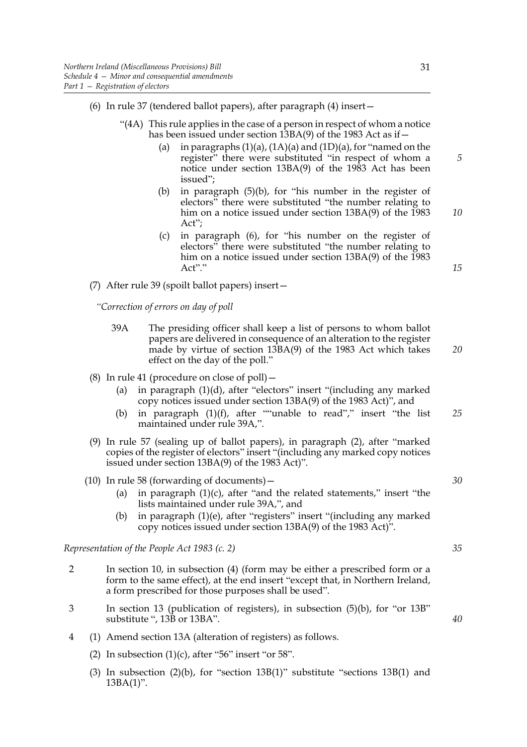(6) In rule 37 (tendered ballot papers), after paragraph (4) insert—

"(4A) This rule applies in the case of a person in respect of whom a notice has been issued under section 13BA(9) of the 1983 Act as if—

(a) in paragraphs (1)(a), (1A)(a) and (1D)(a), for "named on the register" there were substituted "in respect of whom a notice under section 13BA(9) of the 1983 Act has been issued";

(b) in paragraph (5)(b), for "his number in the register of electors" there were substituted "the number relating to him on a notice issued under section 13BA(9) of the 1983 Act";

(c) in paragraph (6), for "his number on the register of electors" there were substituted "the number relating to him on a notice issued under section 13BA(9) of the 1983 Act"."

(7) After rule 39 (spoilt ballot papers) insert—

*"Correction of errors on day of poll*

39A The presiding officer shall keep a list of persons to whom ballot papers are delivered in consequence of an alteration to the register made by virtue of section 13BA(9) of the 1983 Act which takes effect on the day of the poll."

(8) In rule 41 (procedure on close of poll)—

(a) in paragraph (1)(d), after "electors" insert "(including any marked copy notices issued under section 13BA(9) of the 1983 Act)", and

(b) in paragraph (1)(f), after ""unable to read"," insert "the list maintained under rule 39A,".

(9) In rule 57 (sealing up of ballot papers), in paragraph (2), after "marked copies of the register of electors" insert "(including any marked copy notices issued under section 13BA(9) of the 1983 Act)".

(10) In rule 58 (forwarding of documents)—

(a) in paragraph (1)(c), after "and the related statements," insert "the lists maintained under rule 39A,", and

(b) in paragraph (1)(e), after "registers" insert "(including any marked copy notices issued under section 13BA(9) of the 1983 Act)".

*Representation of the People Act 1983 (c. 2)*

2 In section 10, in subsection (4) (form may be either a prescribed form or a form to the same effect), at the end insert "except that, in Northern Ireland, a form prescribed for those purposes shall be used".

3 In section 13 (publication of registers), in subsection (5)(b), for "or 13B" substitute ", 13B or 13BA".

4 (1) Amend section 13A (alteration of registers) as follows.

(2) In subsection (1)(c), after "56" insert "or 58".

(3) In subsection (2)(b), for "section 13B(1)" substitute "sections 13B(1) and 13BA(1)".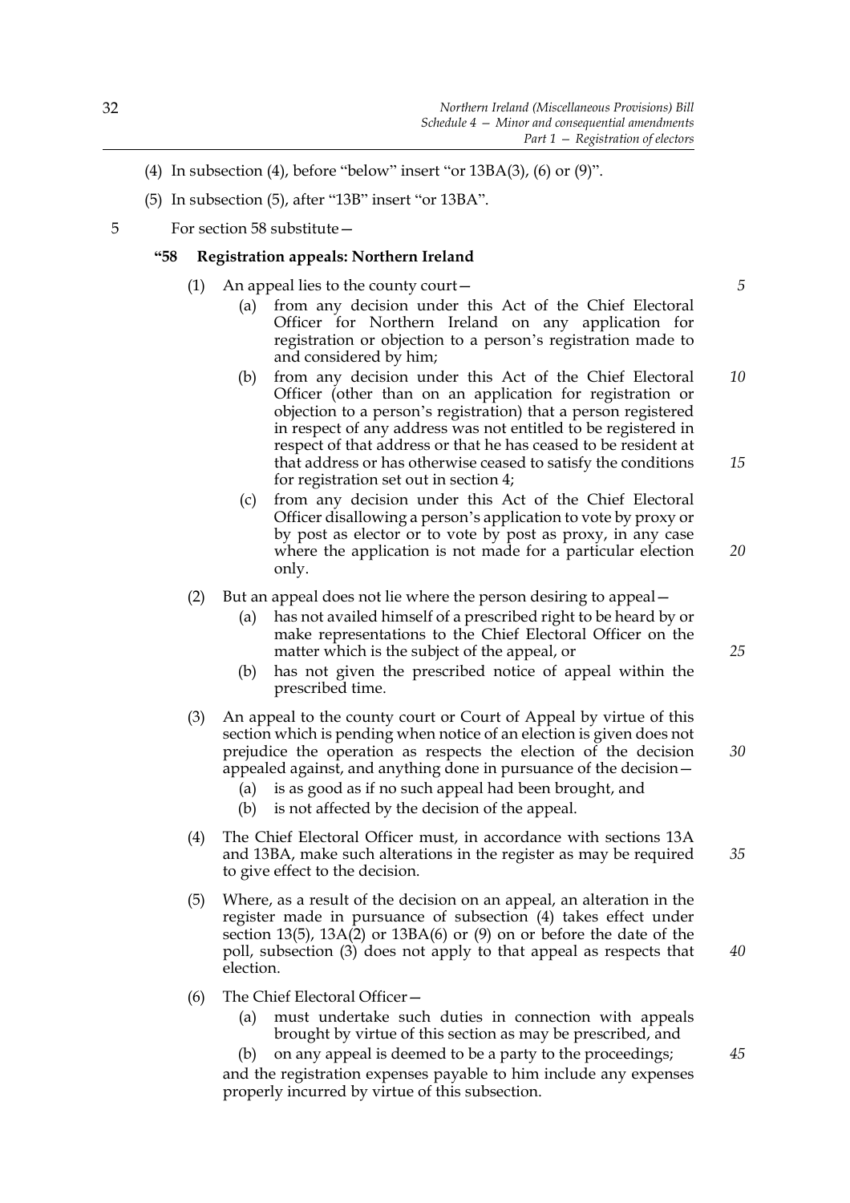(4) In subsection (4), before "below" insert "or 13BA(3), (6) or (9)".

(5) In subsection (5), after "13B" insert "or 13BA".

5 For section 58 substitute—

**"58 Registration appeals: Northern Ireland**

(1) An appeal lies to the county court—

(a) from any decision under this Act of the Chief Electoral Officer for Northern Ireland on any application for registration or objection to a person's registration made to and considered by him;

(b) from any decision under this Act of the Chief Electoral Officer (other than on an application for registration or objection to a person's registration) that a person registered in respect of any address was not entitled to be registered in respect of that address or that he has ceased to be resident at that address or has otherwise ceased to satisfy the conditions for registration set out in section 4;

(c) from any decision under this Act of the Chief Electoral Officer disallowing a person's application to vote by proxy or by post as elector or to vote by post as proxy, in any case where the application is not made for a particular election only.

(2) But an appeal does not lie where the person desiring to appeal—

(a) has not availed himself of a prescribed right to be heard by or make representations to the Chief Electoral Officer on the matter which is the subject of the appeal, or

(b) has not given the prescribed notice of appeal within the prescribed time.

(3) An appeal to the county court or Court of Appeal by virtue of this section which is pending when notice of an election is given does not prejudice the operation as respects the election of the decision appealed against, and anything done in pursuance of the decision—

(a) is as good as if no such appeal had been brought, and

(b) is not affected by the decision of the appeal.

(4) The Chief Electoral Officer must, in accordance with sections 13A and 13BA, make such alterations in the register as may be required to give effect to the decision.

(5) Where, as a result of the decision on an appeal, an alteration in the register made in pursuance of subsection (4) takes effect under section 13(5), 13A(2) or 13BA(6) or (9) on or before the date of the poll, subsection (3) does not apply to that appeal as respects that election.

(6) The Chief Electoral Officer—

(a) must undertake such duties in connection with appeals brought by virtue of this section as may be prescribed, and

(b) on any appeal is deemed to be a party to the proceedings;

and the registration expenses payable to him include any expenses properly incurred by virtue of this subsection.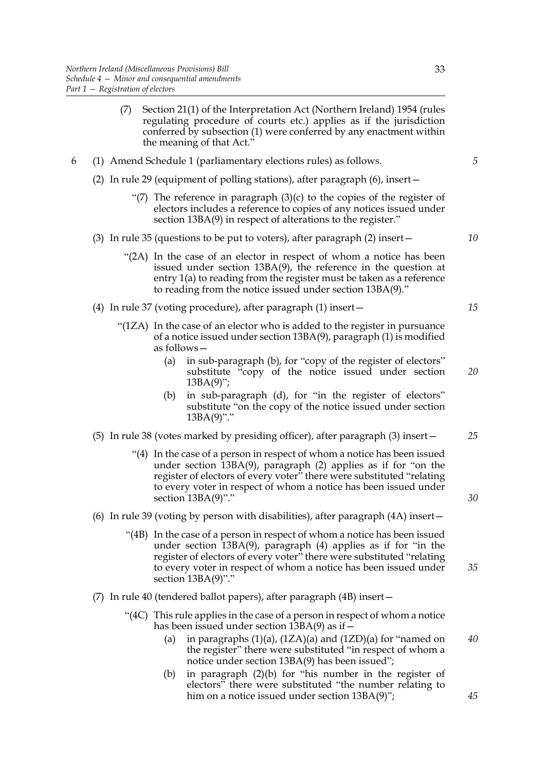(7) Section 21(1) of the Interpretation Act (Northern Ireland) 1954 (rules regulating procedure of courts etc.) applies as if the jurisdiction conferred by subsection (1) were conferred by any enactment within the meaning of that Act."

6 (1) Amend Schedule 1 (parliamentary elections rules) as follows.

(2) In rule 29 (equipment of polling stations), after paragraph (6), insert—

"(7) The reference in paragraph (3)(c) to the copies of the register of electors includes a reference to copies of any notices issued under section 13BA(9) in respect of alterations to the register."

(3) In rule 35 (questions to be put to voters), after paragraph (2) insert—

"(2A) In the case of an elector in respect of whom a notice has been issued under section 13BA(9), the reference in the question at entry 1(a) to reading from the register must be taken as a reference to reading from the notice issued under section 13BA(9)."

(4) In rule 37 (voting procedure), after paragraph (1) insert—

"(1ZA) In the case of an elector who is added to the register in pursuance of a notice issued under section 13BA(9), paragraph (1) is modified as follows—

(a) in sub-paragraph (b), for "copy of the register of electors" substitute "copy of the notice issued under section 13BA(9)";

(b) in sub-paragraph (d), for "in the register of electors" substitute "on the copy of the notice issued under section 13BA(9)"."

(5) In rule 38 (votes marked by presiding officer), after paragraph (3) insert—

"(4) In the case of a person in respect of whom a notice has been issued under section 13BA(9), paragraph (2) applies as if for "on the register of electors of every voter" there were substituted "relating to every voter in respect of whom a notice has been issued under section 13BA(9)"."

(6) In rule 39 (voting by person with disabilities), after paragraph (4A) insert—

"(4B) In the case of a person in respect of whom a notice has been issued under section 13BA(9), paragraph (4) applies as if for "in the register of electors of every voter" there were substituted "relating to every voter in respect of whom a notice has been issued under section 13BA(9)"."

(7) In rule 40 (tendered ballot papers), after paragraph (4B) insert—

"(4C) This rule applies in the case of a person in respect of whom a notice has been issued under section 13BA(9) as if—

(a) in paragraphs (1)(a), (1ZA)(a) and (1ZD)(a) for "named on the register" there were substituted "in respect of whom a notice under section 13BA(9) has been issued";

(b) in paragraph (2)(b) for "his number in the register of electors" there were substituted "the number relating to him on a notice issued under section 13BA(9)";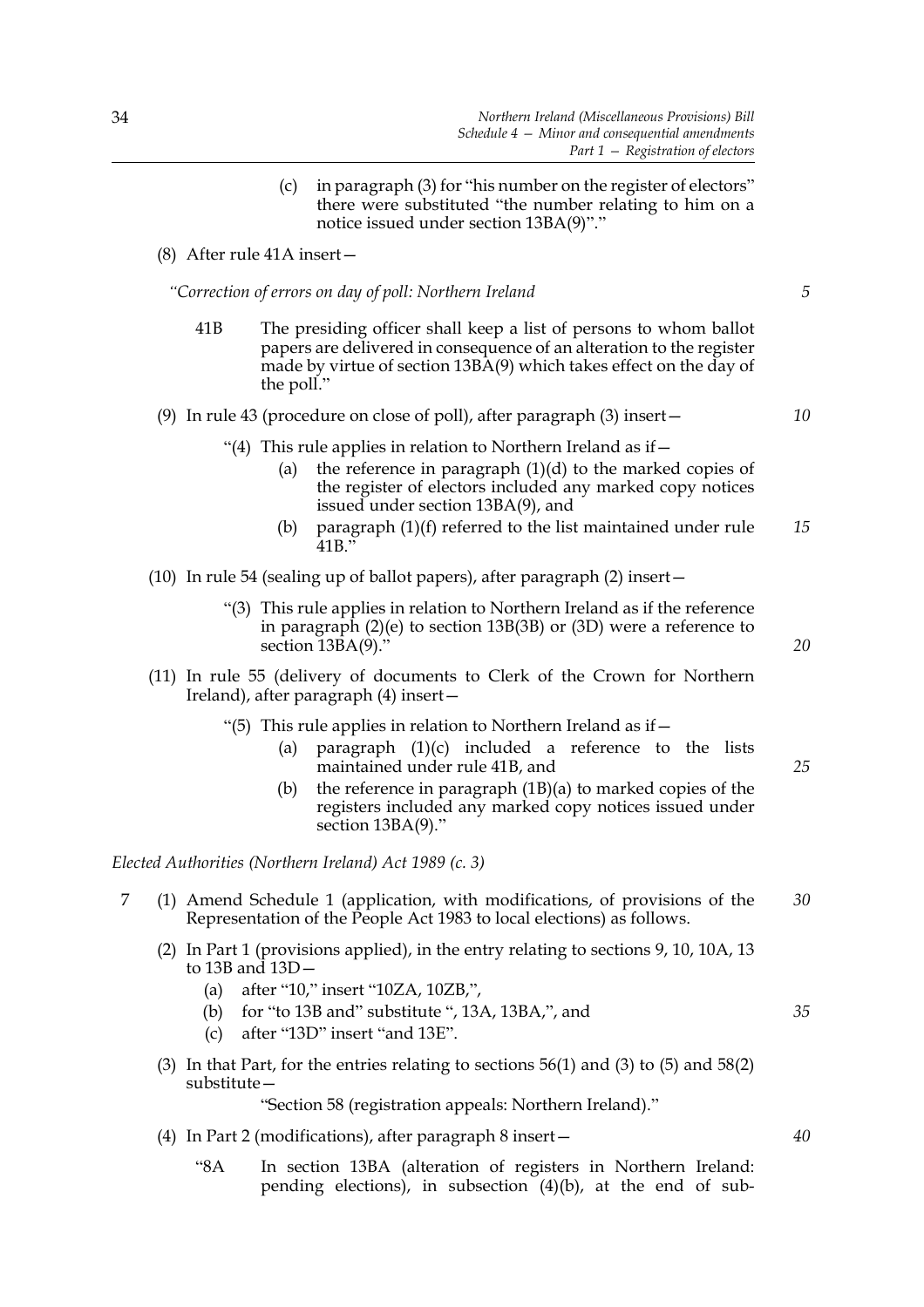(c) in paragraph (3) for "his number on the register of electors" there were substituted "the number relating to him on a notice issued under section 13BA(9)"."

(8) After rule 41A insert—

*"Correction of errors on day of poll: Northern Ireland*

41B The presiding officer shall keep a list of persons to whom ballot papers are delivered in consequence of an alteration to the register made by virtue of section 13BA(9) which takes effect on the day of the poll."

(9) In rule 43 (procedure on close of poll), after paragraph (3) insert—

"(4) This rule applies in relation to Northern Ireland as if—

(a) the reference in paragraph (1)(d) to the marked copies of the register of electors included any marked copy notices issued under section 13BA(9), and

(b) paragraph (1)(f) referred to the list maintained under rule 41B."

(10) In rule 54 (sealing up of ballot papers), after paragraph (2) insert—

"(3) This rule applies in relation to Northern Ireland as if the reference in paragraph (2)(e) to section 13B(3B) or (3D) were a reference to section 13BA(9)."

(11) In rule 55 (delivery of documents to Clerk of the Crown for Northern Ireland), after paragraph (4) insert—

"(5) This rule applies in relation to Northern Ireland as if—

(a) paragraph (1)(c) included a reference to the lists maintained under rule 41B, and

(b) the reference in paragraph (1B)(a) to marked copies of the registers included any marked copy notices issued under section 13BA(9)."

*Elected Authorities (Northern Ireland) Act 1989 (c. 3)*

7 (1) Amend Schedule 1 (application, with modifications, of provisions of the Representation of the People Act 1983 to local elections) as follows.

(2) In Part 1 (provisions applied), in the entry relating to sections 9, 10, 10A, 13 to 13B and 13D—

(a) after "10," insert "10ZA, 10ZB,",

(b) for "to 13B and" substitute ", 13A, 13BA,", and

(c) after "13D" insert "and 13E".

(3) In that Part, for the entries relating to sections 56(1) and (3) to (5) and 58(2) substitute—

"Section 58 (registration appeals: Northern Ireland)."

(4) In Part 2 (modifications), after paragraph 8 insert—

"8A In section 13BA (alteration of registers in Northern Ireland: pending elections), in subsection (4)(b), at the end of sub-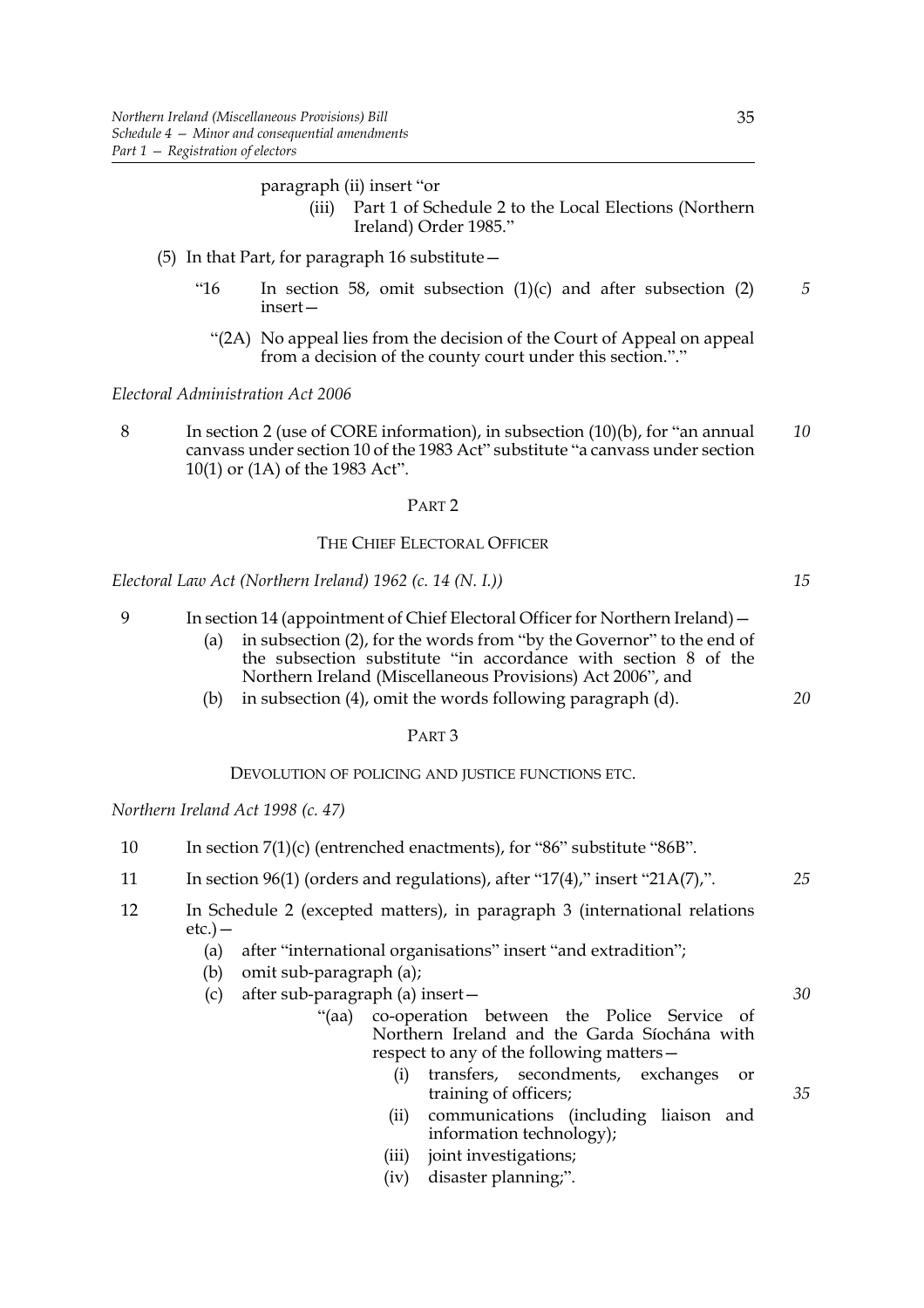paragraph (ii) insert "or

(iii) Part 1 of Schedule 2 to the Local Elections (Northern Ireland) Order 1985."

(5) In that Part, for paragraph 16 substitute—

"16 In section 58, omit subsection (1)(c) and after subsection (2) insert—

"(2A) No appeal lies from the decision of the Court of Appeal on appeal from a decision of the county court under this section."."

*Electoral Administration Act 2006*

8 In section 2 (use of CORE information), in subsection (10)(b), for "an annual canvass under section 10 of the 1983 Act" substitute "a canvass under section 10(1) or (1A) of the 1983 Act".

## PART 2

### THE CHIEF ELECTORAL OFFICER

*Electoral Law Act (Northern Ireland) 1962 (c. 14 (N. I.))*

9 In section 14 (appointment of Chief Electoral Officer for Northern Ireland)—

(a) in subsection (2), for the words from "by the Governor" to the end of the subsection substitute "in accordance with section 8 of the Northern Ireland (Miscellaneous Provisions) Act 2006", and

(b) in subsection (4), omit the words following paragraph (d).

## PART 3

### DEVOLUTION OF POLICING AND JUSTICE FUNCTIONS ETC.

*Northern Ireland Act 1998 (c. 47)*

10 In section 7(1)(c) (entrenched enactments), for "86" substitute "86B".

11 In section 96(1) (orders and regulations), after "17(4)," insert "21A(7),".

12 In Schedule 2 (excepted matters), in paragraph 3 (international relations etc.)—

(a) after "international organisations" insert "and extradition";

(b) omit sub-paragraph (a);

(c) after sub-paragraph (a) insert—

"(aa) co-operation between the Police Service of Northern Ireland and the Garda Síochána with respect to any of the following matters—

(i) transfers, secondments, exchanges or training of officers;

(ii) communications (including liaison and information technology);

(iii) joint investigations;

(iv) disaster planning;".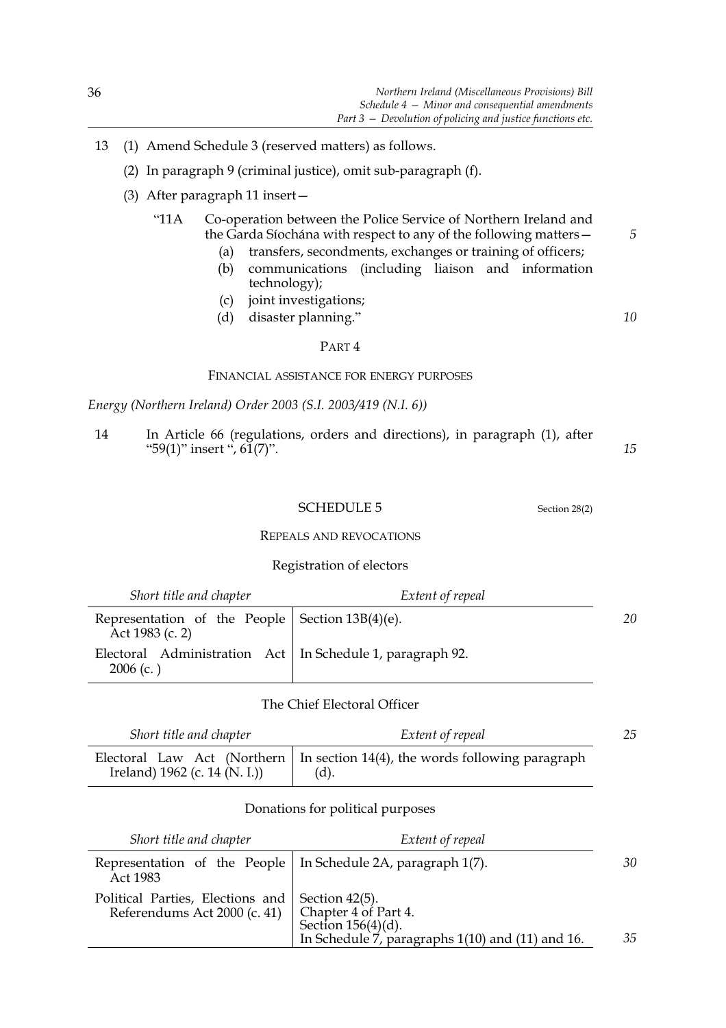13 (1) Amend Schedule 3 (reserved matters) as follows.

(2) In paragraph 9 (criminal justice), omit sub-paragraph (f).

(3) After paragraph 11 insert—

"11A Co-operation between the Police Service of Northern Ireland and the Garda Síochána with respect to any of the following matters—

(a) transfers, secondments, exchanges or training of officers;

(b) communications (including liaison and information technology);

(c) joint investigations;

(d) disaster planning."

PART 4

FINANCIAL ASSISTANCE FOR ENERGY PURPOSES

*Energy (Northern Ireland) Order 2003 (S.I. 2003/419 (N.I. 6))*

14 In Article 66 (regulations, orders and directions), in paragraph (1), after "59(1)" insert ", 61(7)".

## SCHEDULE 5

Section 28(2)

REPEALS AND REVOCATIONS

Registration of electors

| *Short title and chapter* | *Extent of repeal* |
|---|---|
| Representation of the People Act 1983 (c. 2) | Section 13B(4)(e). |
| Electoral Administration Act 2006 (c. ) | In Schedule 1, paragraph 92. |

The Chief Electoral Officer

| *Short title and chapter* | *Extent of repeal* |
|---|---|
| Electoral Law Act (Northern Ireland) 1962 (c. 14 (N. I.)) | In section 14(4), the words following paragraph (d). |

Donations for political purposes

| *Short title and chapter* | *Extent of repeal* |
|---|---|
| Representation of the People Act 1983 | In Schedule 2A, paragraph 1(7). |
| Political Parties, Elections and Referendums Act 2000 (c. 41) | Section 42(5).<br>Chapter 4 of Part 4.<br>Section 156(4)(d).<br>In Schedule 7, paragraphs 1(10) and (11) and 16. |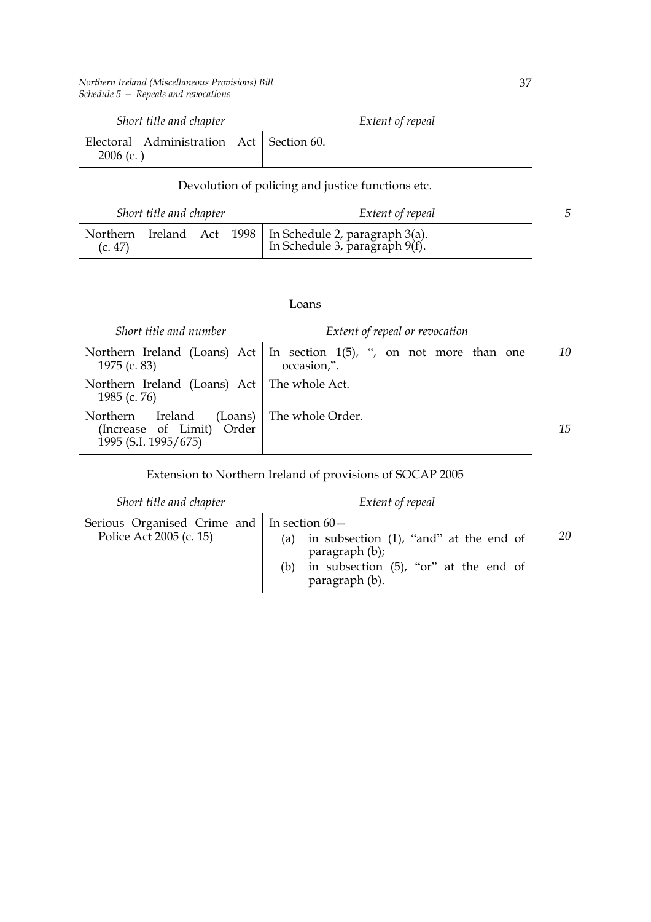| *Short title and chapter* | *Extent of repeal* |
| --- | --- |
| Electoral Administration Act 2006 (c. ) | Section 60. |

Devolution of policing and justice functions etc.

| *Short title and chapter* | *Extent of repeal* |
| --- | --- |
| Northern Ireland Act 1998 (c. 47) | In Schedule 2, paragraph 3(a). In Schedule 3, paragraph 9(f). |

Loans

| *Short title and number* | *Extent of repeal or revocation* |
| --- | --- |
| Northern Ireland (Loans) Act 1975 (c. 83) | In section 1(5), ", on not more than one occasion,". |
| Northern Ireland (Loans) Act 1985 (c. 76) | The whole Act. |
| Northern Ireland (Loans) (Increase of Limit) Order 1995 (S.I. 1995/675) | The whole Order. |

Extension to Northern Ireland of provisions of SOCAP 2005

| *Short title and chapter* | *Extent of repeal* |
| --- | --- |
| Serious Organised Crime and Police Act 2005 (c. 15) | In section 60— (a) in subsection (1), "and" at the end of paragraph (b); (b) in subsection (5), "or" at the end of paragraph (b). |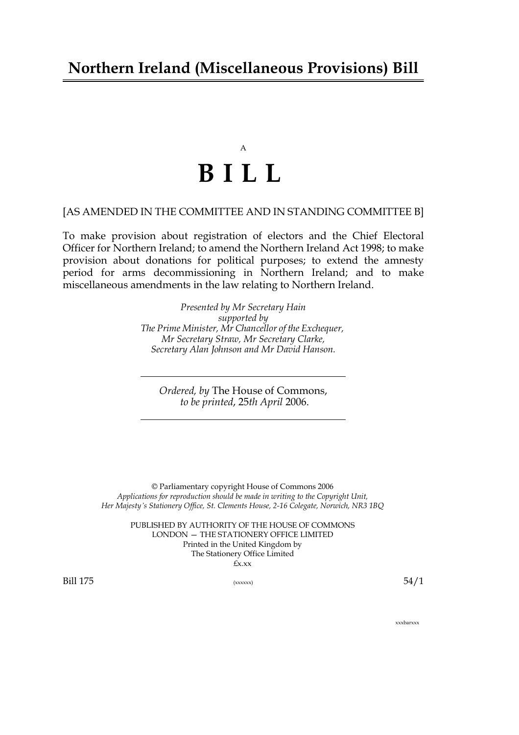# Northern Ireland (Miscellaneous Provisions) Bill

A

# B I L L

[AS AMENDED IN THE COMMITTEE AND IN STANDING COMMITTEE B]

To make provision about registration of electors and the Chief Electoral Officer for Northern Ireland; to amend the Northern Ireland Act 1998; to make provision about donations for political purposes; to extend the amnesty period for arms decommissioning in Northern Ireland; and to make miscellaneous amendments in the law relating to Northern Ireland.

*Presented by Mr Secretary Hain*
*supported by*
*The Prime Minister, Mr Chancellor of the Exchequer,*
*Mr Secretary Straw, Mr Secretary Clarke,*
*Secretary Alan Johnson and Mr David Hanson.*

---

*Ordered, by* The House of Commons, *to be printed*, 25*th April* 2006.

---

© Parliamentary copyright House of Commons 2006
*Applications for reproduction should be made in writing to the Copyright Unit, Her Majesty's Stationery Office, St. Clements House, 2-16 Colegate, Norwich, NR3 1BQ*

PUBLISHED BY AUTHORITY OF THE HOUSE OF COMMONS
LONDON — THE STATIONERY OFFICE LIMITED
Printed in the United Kingdom by
The Stationery Office Limited
£x.xx

Bill 175 (xxxxxx) 54/1

xxxbarxxx